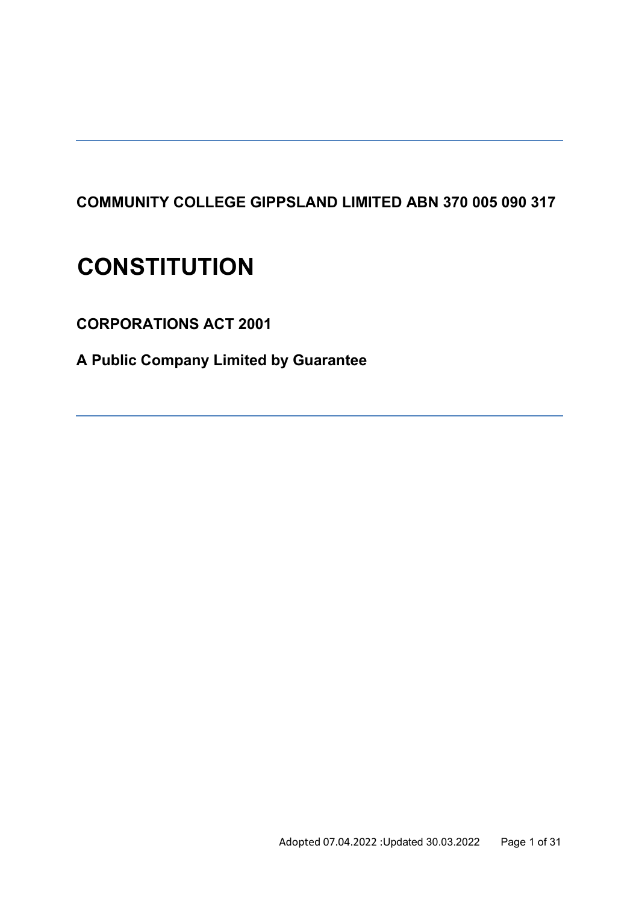**COMMUNITY COLLEGE GIPPSLAND LIMITED ABN 370 005 090 317**

# CONSTITUTION

## CORPORATIONS ACT 2001

## A Public Company Limited by Guarantee

Adopted 07.04.2022 :Updated 30.03.2022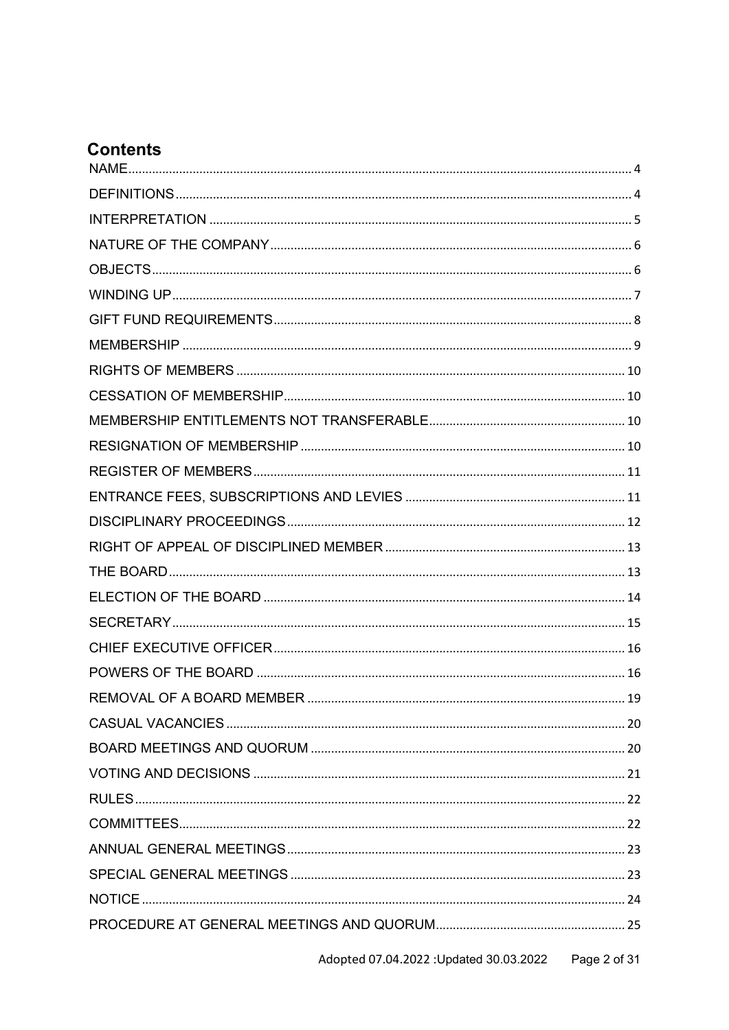# Contents

NAME........................................................................................................................................ 4

DEFINITIONS........................................................................................................................... 4

INTERPRETATION .................................................................................................................. 5

NATURE OF THE COMPANY.................................................................................................. 6

OBJECTS.................................................................................................................................. 6

WINDING UP............................................................................................................................ 7

GIFT FUND REQUIREMENTS................................................................................................. 8

MEMBERSHIP .......................................................................................................................... 9

RIGHTS OF MEMBERS .......................................................................................................... 10

CESSATION OF MEMBERSHIP............................................................................................ 10

MEMBERSHIP ENTITLEMENTS NOT TRANSFERABLE...................................................... 10

RESIGNATION OF MEMBERSHIP ........................................................................................ 10

REGISTER OF MEMBERS..................................................................................................... 11

ENTRANCE FEES, SUBSCRIPTIONS AND LEVIES ............................................................. 11

DISCIPLINARY PROCEEDINGS............................................................................................ 12

RIGHT OF APPEAL OF DISCIPLINED MEMBER .................................................................. 13

THE BOARD............................................................................................................................. 13

ELECTION OF THE BOARD .................................................................................................. 14

SECRETARY............................................................................................................................ 15

CHIEF EXECUTIVE OFFICER................................................................................................ 16

POWERS OF THE BOARD .................................................................................................... 16

REMOVAL OF A BOARD MEMBER ...................................................................................... 19

CASUAL VACANCIES ............................................................................................................ 20

BOARD MEETINGS AND QUORUM ..................................................................................... 20

VOTING AND DECISIONS ..................................................................................................... 21

RULES...................................................................................................................................... 22

COMMITTEES.......................................................................................................................... 22

ANNUAL GENERAL MEETINGS............................................................................................ 23

SPECIAL GENERAL MEETINGS ........................................................................................... 23

NOTICE.................................................................................................................................... 24

PROCEDURE AT GENERAL MEETINGS AND QUORUM...................................................... 25

Adopted 07.04.2022 :Updated 30.03.2022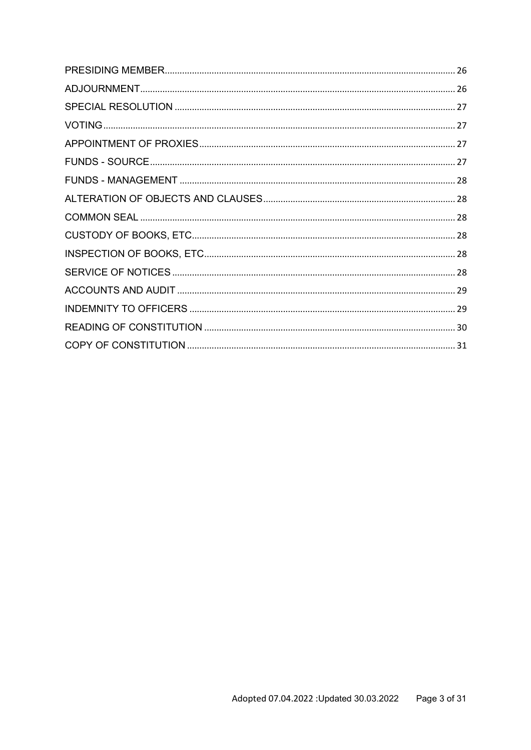PRESIDING MEMBER.................................................................................................................. 26
ADJOURNMENT.......................................................................................................................... 26
SPECIAL RESOLUTION .............................................................................................................. 27
VOTING.......................................................................................................................................... 27
APPOINTMENT OF PROXIES...................................................................................................... 27
FUNDS - SOURCE......................................................................................................................... 27
FUNDS - MANAGEMENT ............................................................................................................. 28
ALTERATION OF OBJECTS AND CLAUSES............................................................................. 28
COMMON SEAL ............................................................................................................................ 28
CUSTODY OF BOOKS, ETC......................................................................................................... 28
INSPECTION OF BOOKS, ETC.................................................................................................... 28
SERVICE OF NOTICES ................................................................................................................ 28
ACCOUNTS AND AUDIT .............................................................................................................. 29
INDEMNITY TO OFFICERS .......................................................................................................... 29
READING OF CONSTITUTION .................................................................................................... 30
COPY OF CONSTITUTION ........................................................................................................... 31

Adopted 07.04.2022 :Updated 30.03.2022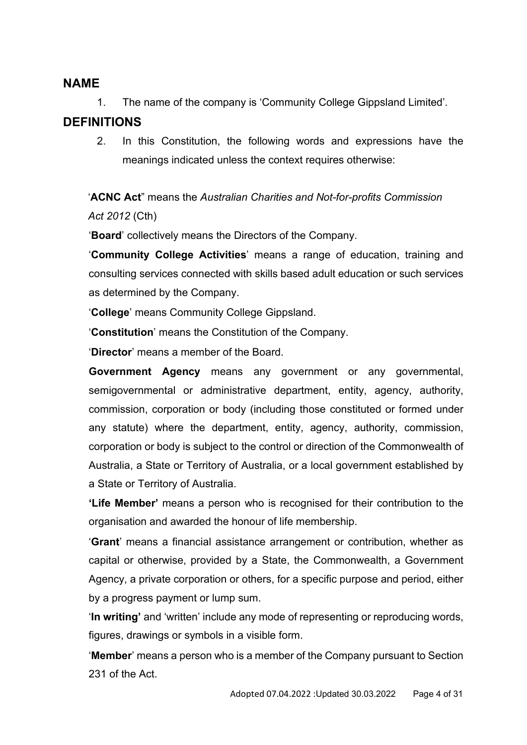## NAME

1. The name of the company is 'Community College Gippsland Limited'.

## DEFINITIONS

2. In this Constitution, the following words and expressions have the meanings indicated unless the context requires otherwise:

'**ACNC Act**" means the *Australian Charities and Not-for-profits Commission Act 2012* (Cth)

'**Board**' collectively means the Directors of the Company.

'**Community College Activities**' means a range of education, training and consulting services connected with skills based adult education or such services as determined by the Company.

'**College**' means Community College Gippsland.

'**Constitution**' means the Constitution of the Company.

'**Director**' means a member of the Board.

**Government Agency** means any government or any governmental, semigovernmental or administrative department, entity, agency, authority, commission, corporation or body (including those constituted or formed under any statute) where the department, entity, agency, authority, commission, corporation or body is subject to the control or direction of the Commonwealth of Australia, a State or Territory of Australia, or a local government established by a State or Territory of Australia.

**'Life Member'** means a person who is recognised for their contribution to the organisation and awarded the honour of life membership.

'**Grant**' means a financial assistance arrangement or contribution, whether as capital or otherwise, provided by a State, the Commonwealth, a Government Agency, a private corporation or others, for a specific purpose and period, either by a progress payment or lump sum.

'**In writing'** and 'written' include any mode of representing or reproducing words, figures, drawings or symbols in a visible form.

'**Member**' means a person who is a member of the Company pursuant to Section 231 of the Act.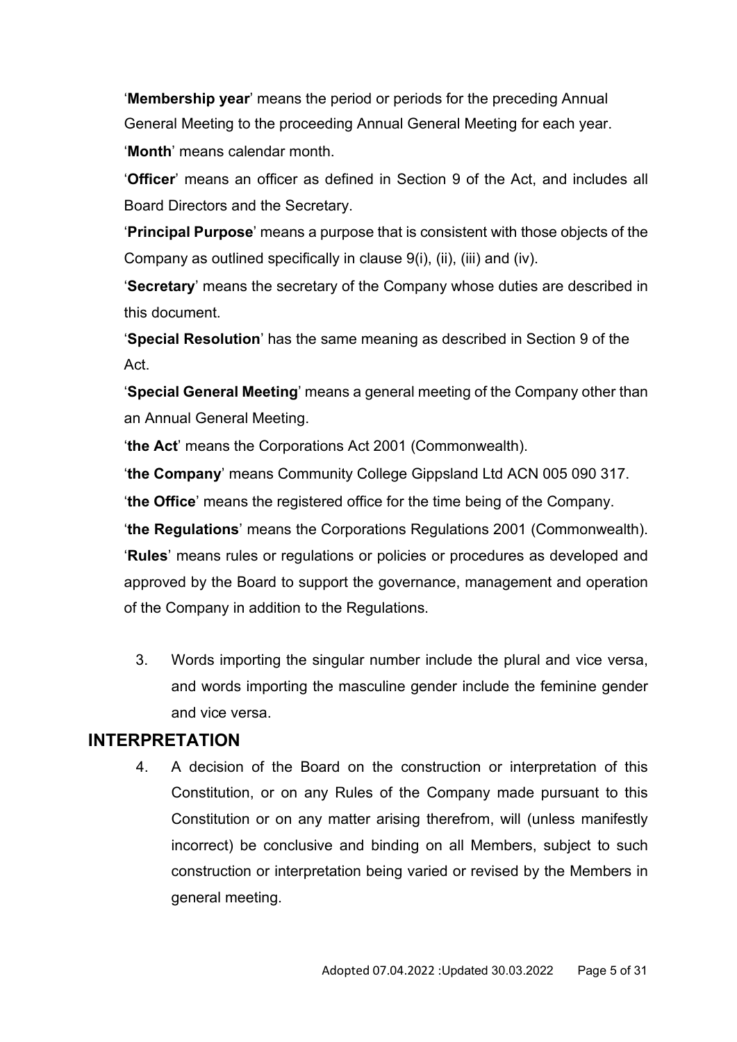'**Membership year**' means the period or periods for the preceding Annual General Meeting to the proceeding Annual General Meeting for each year.

'**Month**' means calendar month.

'**Officer**' means an officer as defined in Section 9 of the Act, and includes all Board Directors and the Secretary.

'**Principal Purpose**' means a purpose that is consistent with those objects of the Company as outlined specifically in clause 9(i), (ii), (iii) and (iv).

'**Secretary**' means the secretary of the Company whose duties are described in this document.

'**Special Resolution**' has the same meaning as described in Section 9 of the Act.

'**Special General Meeting**' means a general meeting of the Company other than an Annual General Meeting.

'**the Act**' means the Corporations Act 2001 (Commonwealth).

'**the Company**' means Community College Gippsland Ltd ACN 005 090 317.

'**the Office**' means the registered office for the time being of the Company.

'**the Regulations**' means the Corporations Regulations 2001 (Commonwealth).

'**Rules**' means rules or regulations or policies or procedures as developed and approved by the Board to support the governance, management and operation of the Company in addition to the Regulations.

3. Words importing the singular number include the plural and vice versa, and words importing the masculine gender include the feminine gender and vice versa.

## INTERPRETATION

4. A decision of the Board on the construction or interpretation of this Constitution, or on any Rules of the Company made pursuant to this Constitution or on any matter arising therefrom, will (unless manifestly incorrect) be conclusive and binding on all Members, subject to such construction or interpretation being varied or revised by the Members in general meeting.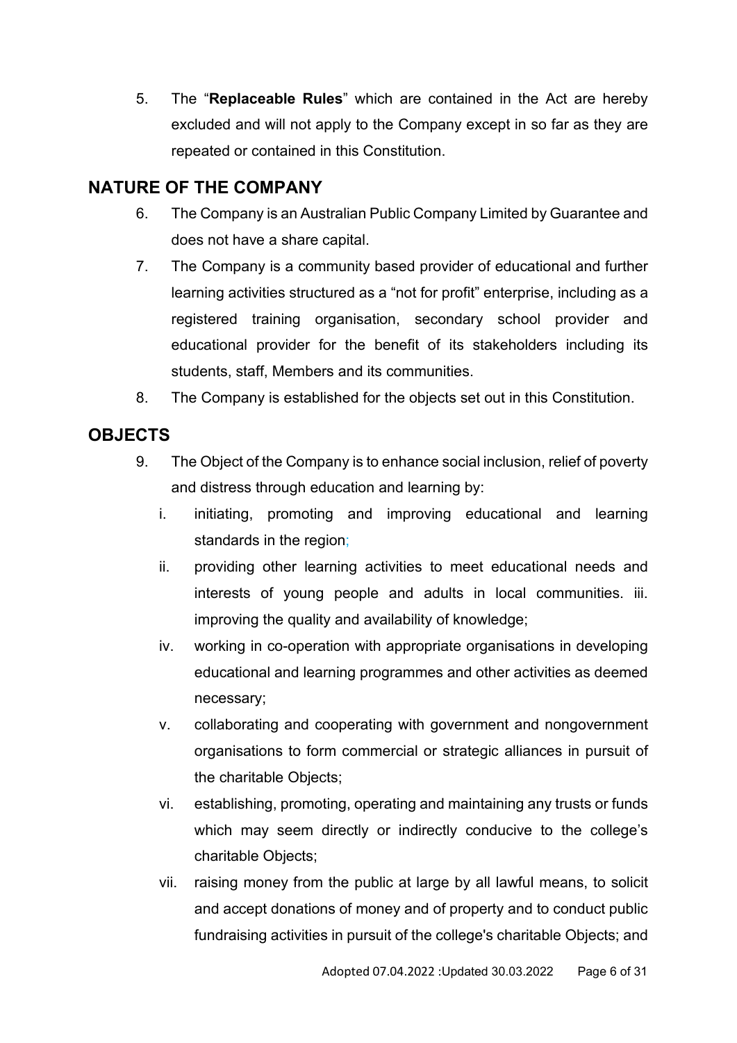5. The "**Replaceable Rules**" which are contained in the Act are hereby excluded and will not apply to the Company except in so far as they are repeated or contained in this Constitution.

## NATURE OF THE COMPANY

6. The Company is an Australian Public Company Limited by Guarantee and does not have a share capital.
7. The Company is a community based provider of educational and further learning activities structured as a "not for profit" enterprise, including as a registered training organisation, secondary school provider and educational provider for the benefit of its stakeholders including its students, staff, Members and its communities.
8. The Company is established for the objects set out in this Constitution.

## OBJECTS

9. The Object of the Company is to enhance social inclusion, relief of poverty and distress through education and learning by:
   i. initiating, promoting and improving educational and learning standards in the region;
   ii. providing other learning activities to meet educational needs and interests of young people and adults in local communities. iii. improving the quality and availability of knowledge;
   iv. working in co-operation with appropriate organisations in developing educational and learning programmes and other activities as deemed necessary;
   v. collaborating and cooperating with government and nongovernment organisations to form commercial or strategic alliances in pursuit of the charitable Objects;
   vi. establishing, promoting, operating and maintaining any trusts or funds which may seem directly or indirectly conducive to the college's charitable Objects;
   vii. raising money from the public at large by all lawful means, to solicit and accept donations of money and of property and to conduct public fundraising activities in pursuit of the college's charitable Objects; and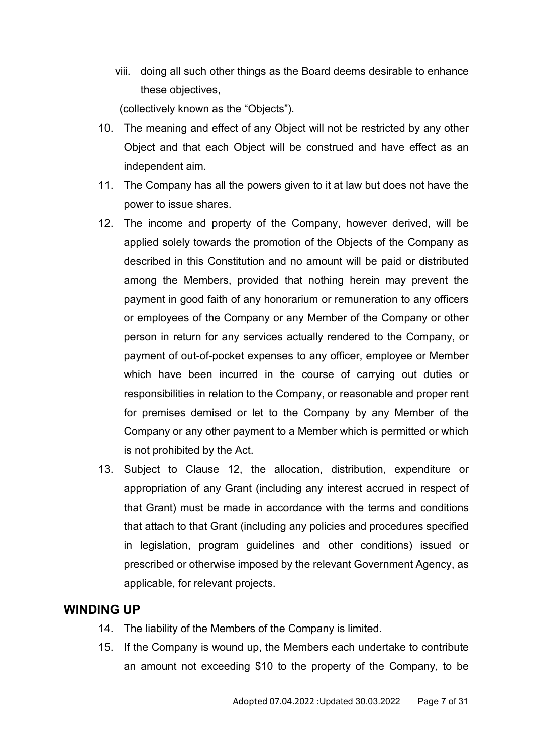viii. doing all such other things as the Board deems desirable to enhance these objectives,

(collectively known as the "Objects").

10. The meaning and effect of any Object will not be restricted by any other Object and that each Object will be construed and have effect as an independent aim.
11. The Company has all the powers given to it at law but does not have the power to issue shares.
12. The income and property of the Company, however derived, will be applied solely towards the promotion of the Objects of the Company as described in this Constitution and no amount will be paid or distributed among the Members, provided that nothing herein may prevent the payment in good faith of any honorarium or remuneration to any officers or employees of the Company or any Member of the Company or other person in return for any services actually rendered to the Company, or payment of out-of-pocket expenses to any officer, employee or Member which have been incurred in the course of carrying out duties or responsibilities in relation to the Company, or reasonable and proper rent for premises demised or let to the Company by any Member of the Company or any other payment to a Member which is permitted or which is not prohibited by the Act.
13. Subject to Clause 12, the allocation, distribution, expenditure or appropriation of any Grant (including any interest accrued in respect of that Grant) must be made in accordance with the terms and conditions that attach to that Grant (including any policies and procedures specified in legislation, program guidelines and other conditions) issued or prescribed or otherwise imposed by the relevant Government Agency, as applicable, for relevant projects.

## WINDING UP

14. The liability of the Members of the Company is limited.
15. If the Company is wound up, the Members each undertake to contribute an amount not exceeding $10 to the property of the Company, to be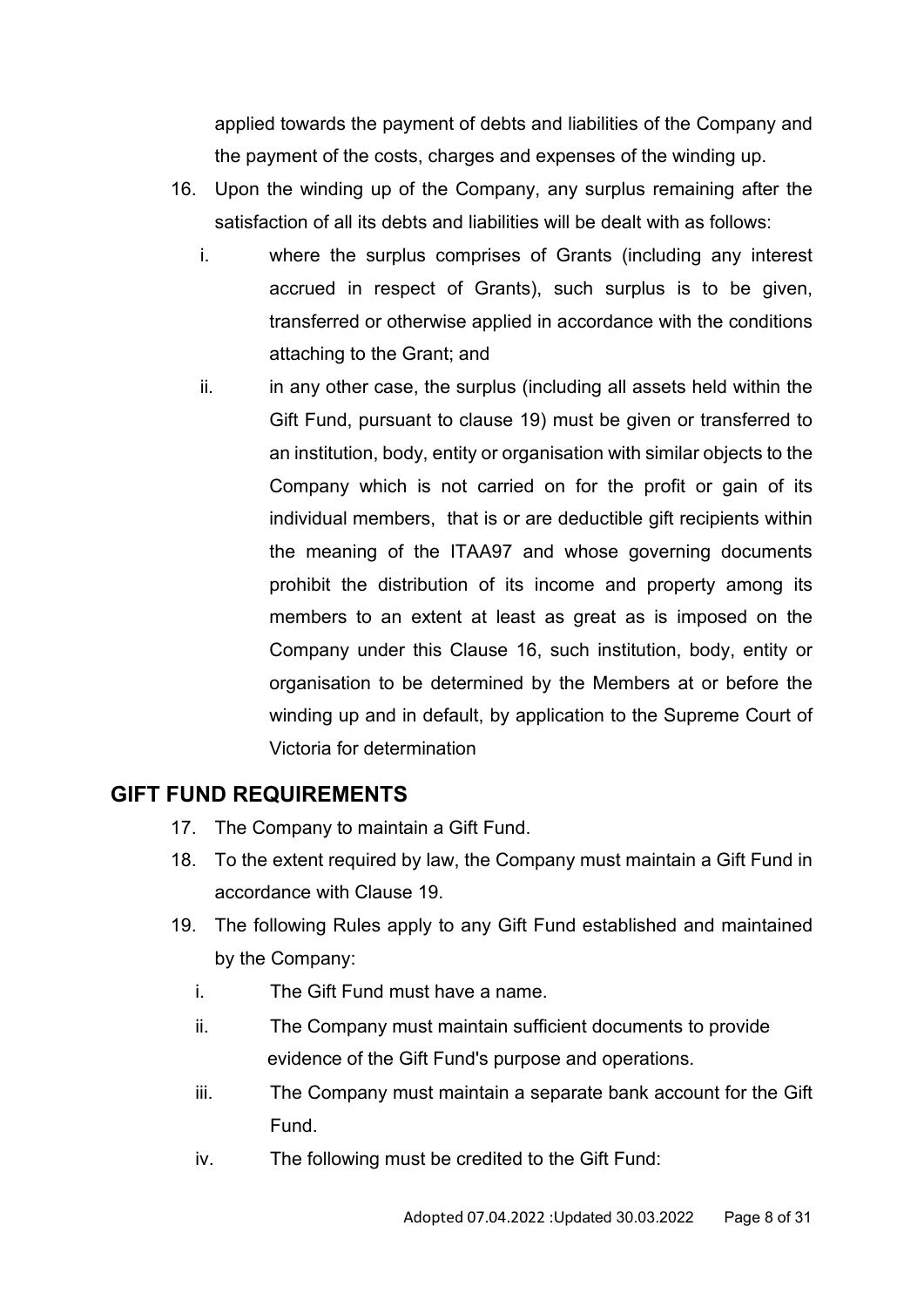applied towards the payment of debts and liabilities of the Company and the payment of the costs, charges and expenses of the winding up.

16. Upon the winding up of the Company, any surplus remaining after the satisfaction of all its debts and liabilities will be dealt with as follows:

    i. where the surplus comprises of Grants (including any interest accrued in respect of Grants), such surplus is to be given, transferred or otherwise applied in accordance with the conditions attaching to the Grant; and

    ii. in any other case, the surplus (including all assets held within the Gift Fund, pursuant to clause 19) must be given or transferred to an institution, body, entity or organisation with similar objects to the Company which is not carried on for the profit or gain of its individual members, that is or are deductible gift recipients within the meaning of the ITAA97 and whose governing documents prohibit the distribution of its income and property among its members to an extent at least as great as is imposed on the Company under this Clause 16, such institution, body, entity or organisation to be determined by the Members at or before the winding up and in default, by application to the Supreme Court of Victoria for determination

## GIFT FUND REQUIREMENTS

17. The Company to maintain a Gift Fund.

18. To the extent required by law, the Company must maintain a Gift Fund in accordance with Clause 19.

19. The following Rules apply to any Gift Fund established and maintained by the Company:

    i. The Gift Fund must have a name.

    ii. The Company must maintain sufficient documents to provide evidence of the Gift Fund's purpose and operations.

    iii. The Company must maintain a separate bank account for the Gift Fund.

    iv. The following must be credited to the Gift Fund: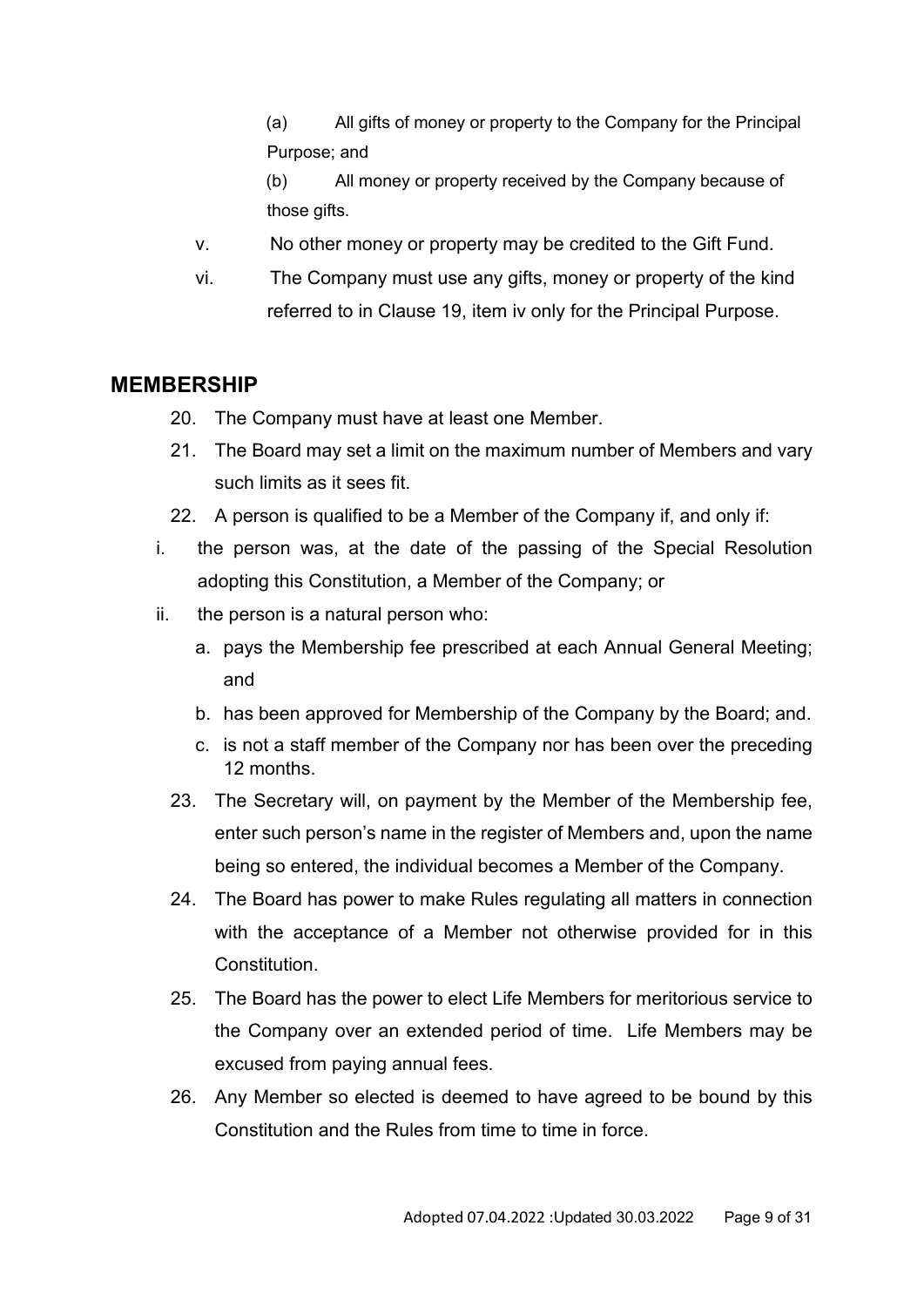(a) All gifts of money or property to the Company for the Principal Purpose; and

(b) All money or property received by the Company because of those gifts.

v. No other money or property may be credited to the Gift Fund.

vi. The Company must use any gifts, money or property of the kind referred to in Clause 19, item iv only for the Principal Purpose.

## MEMBERSHIP

20. The Company must have at least one Member.
21. The Board may set a limit on the maximum number of Members and vary such limits as it sees fit.
22. A person is qualified to be a Member of the Company if, and only if:

i. the person was, at the date of the passing of the Special Resolution adopting this Constitution, a Member of the Company; or

ii. the person is a natural person who:

   a. pays the Membership fee prescribed at each Annual General Meeting; and
   b. has been approved for Membership of the Company by the Board; and.
   c. is not a staff member of the Company nor has been over the preceding 12 months.

23. The Secretary will, on payment by the Member of the Membership fee, enter such person's name in the register of Members and, upon the name being so entered, the individual becomes a Member of the Company.
24. The Board has power to make Rules regulating all matters in connection with the acceptance of a Member not otherwise provided for in this Constitution.
25. The Board has the power to elect Life Members for meritorious service to the Company over an extended period of time. Life Members may be excused from paying annual fees.
26. Any Member so elected is deemed to have agreed to be bound by this Constitution and the Rules from time to time in force.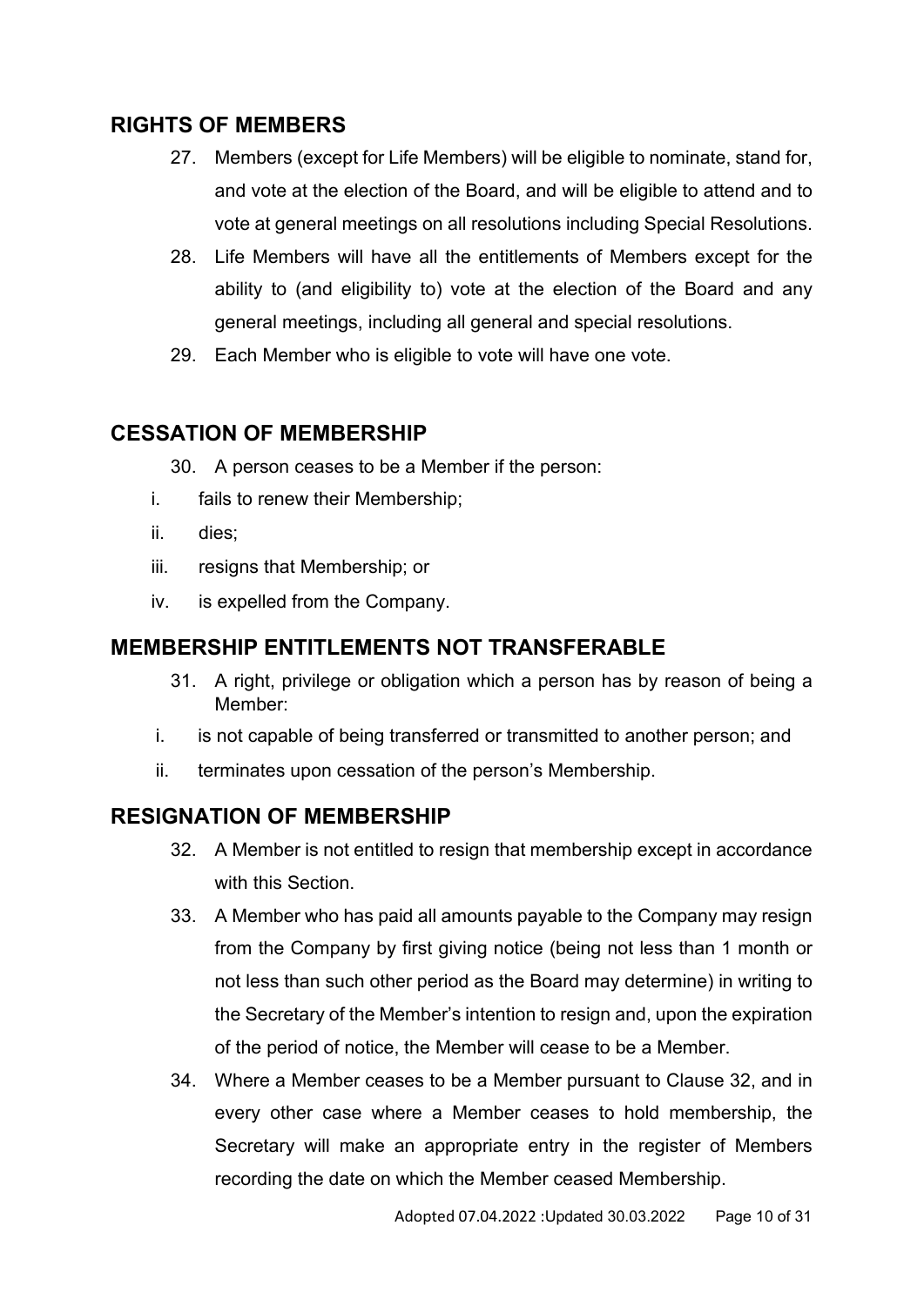## RIGHTS OF MEMBERS

27. Members (except for Life Members) will be eligible to nominate, stand for, and vote at the election of the Board, and will be eligible to attend and to vote at general meetings on all resolutions including Special Resolutions.
28. Life Members will have all the entitlements of Members except for the ability to (and eligibility to) vote at the election of the Board and any general meetings, including all general and special resolutions.
29. Each Member who is eligible to vote will have one vote.

## CESSATION OF MEMBERSHIP

30. A person ceases to be a Member if the person:

i. fails to renew their Membership;
ii. dies;
iii. resigns that Membership; or
iv. is expelled from the Company.

## MEMBERSHIP ENTITLEMENTS NOT TRANSFERABLE

31. A right, privilege or obligation which a person has by reason of being a Member:

i. is not capable of being transferred or transmitted to another person; and
ii. terminates upon cessation of the person's Membership.

## RESIGNATION OF MEMBERSHIP

32. A Member is not entitled to resign that membership except in accordance with this Section.
33. A Member who has paid all amounts payable to the Company may resign from the Company by first giving notice (being not less than 1 month or not less than such other period as the Board may determine) in writing to the Secretary of the Member's intention to resign and, upon the expiration of the period of notice, the Member will cease to be a Member.
34. Where a Member ceases to be a Member pursuant to Clause 32, and in every other case where a Member ceases to hold membership, the Secretary will make an appropriate entry in the register of Members recording the date on which the Member ceased Membership.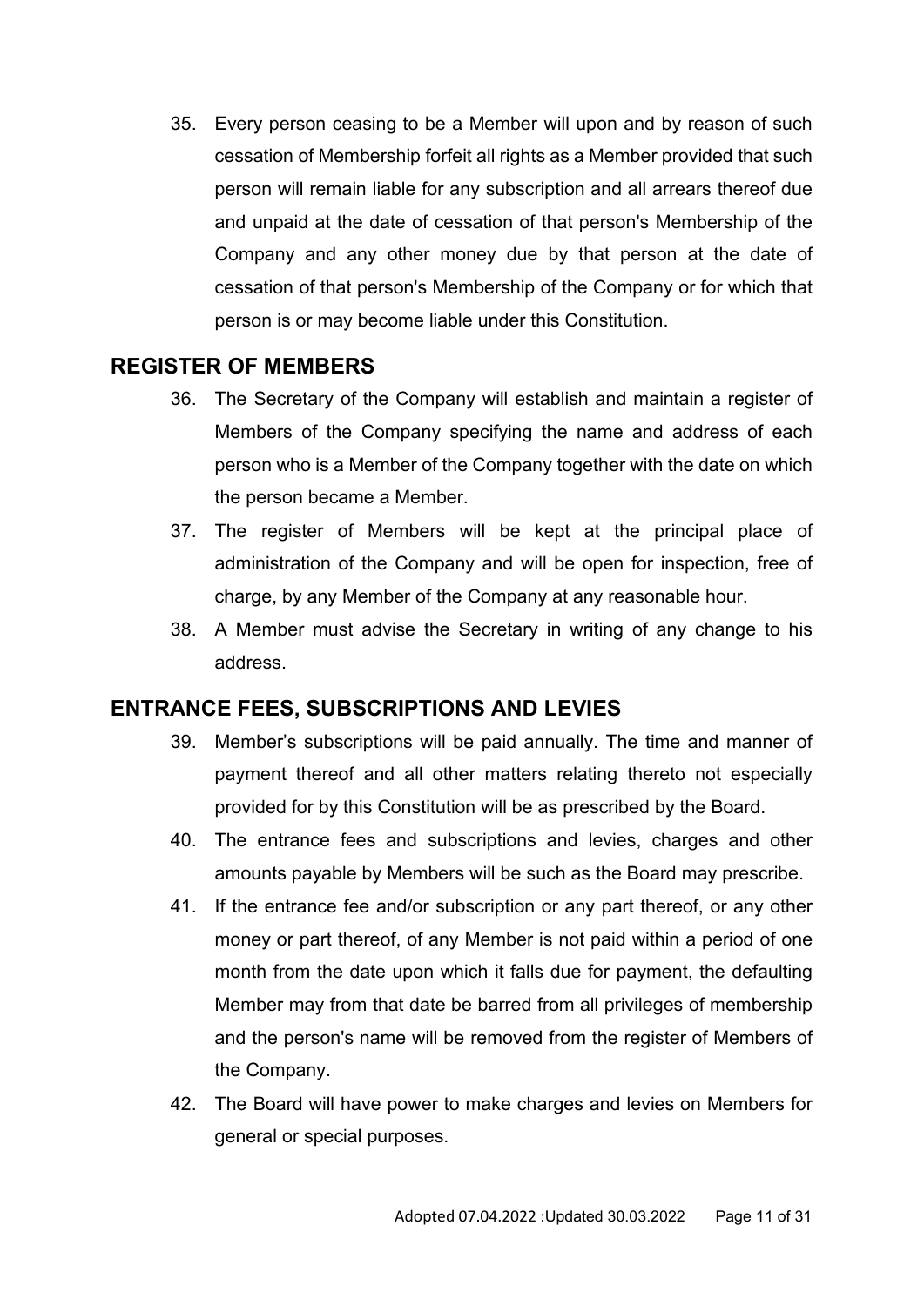35. Every person ceasing to be a Member will upon and by reason of such cessation of Membership forfeit all rights as a Member provided that such person will remain liable for any subscription and all arrears thereof due and unpaid at the date of cessation of that person's Membership of the Company and any other money due by that person at the date of cessation of that person's Membership of the Company or for which that person is or may become liable under this Constitution.

## REGISTER OF MEMBERS

36. The Secretary of the Company will establish and maintain a register of Members of the Company specifying the name and address of each person who is a Member of the Company together with the date on which the person became a Member.
37. The register of Members will be kept at the principal place of administration of the Company and will be open for inspection, free of charge, by any Member of the Company at any reasonable hour.
38. A Member must advise the Secretary in writing of any change to his address.

## ENTRANCE FEES, SUBSCRIPTIONS AND LEVIES

39. Member's subscriptions will be paid annually. The time and manner of payment thereof and all other matters relating thereto not especially provided for by this Constitution will be as prescribed by the Board.
40. The entrance fees and subscriptions and levies, charges and other amounts payable by Members will be such as the Board may prescribe.
41. If the entrance fee and/or subscription or any part thereof, or any other money or part thereof, of any Member is not paid within a period of one month from the date upon which it falls due for payment, the defaulting Member may from that date be barred from all privileges of membership and the person's name will be removed from the register of Members of the Company.
42. The Board will have power to make charges and levies on Members for general or special purposes.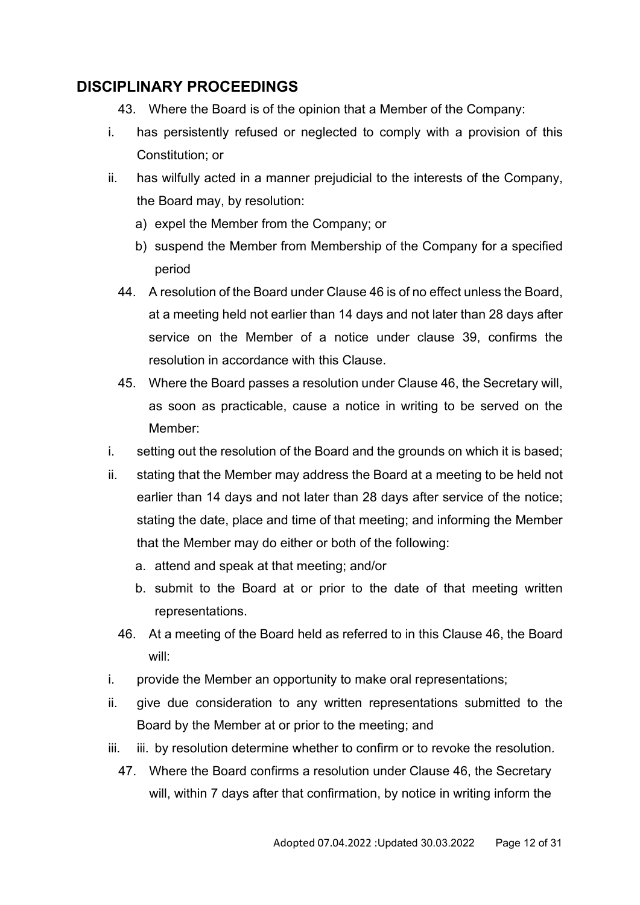## DISCIPLINARY PROCEEDINGS

43. Where the Board is of the opinion that a Member of the Company:

i. has persistently refused or neglected to comply with a provision of this Constitution; or

ii. has wilfully acted in a manner prejudicial to the interests of the Company, the Board may, by resolution:

   a) expel the Member from the Company; or

   b) suspend the Member from Membership of the Company for a specified period

44. A resolution of the Board under Clause 46 is of no effect unless the Board, at a meeting held not earlier than 14 days and not later than 28 days after service on the Member of a notice under clause 39, confirms the resolution in accordance with this Clause.

45. Where the Board passes a resolution under Clause 46, the Secretary will, as soon as practicable, cause a notice in writing to be served on the Member:

i. setting out the resolution of the Board and the grounds on which it is based;

ii. stating that the Member may address the Board at a meeting to be held not earlier than 14 days and not later than 28 days after service of the notice; stating the date, place and time of that meeting; and informing the Member that the Member may do either or both of the following:

   a. attend and speak at that meeting; and/or

   b. submit to the Board at or prior to the date of that meeting written representations.

46. At a meeting of the Board held as referred to in this Clause 46, the Board will:

i. provide the Member an opportunity to make oral representations;

ii. give due consideration to any written representations submitted to the Board by the Member at or prior to the meeting; and

iii. iii. by resolution determine whether to confirm or to revoke the resolution.

47. Where the Board confirms a resolution under Clause 46, the Secretary will, within 7 days after that confirmation, by notice in writing inform the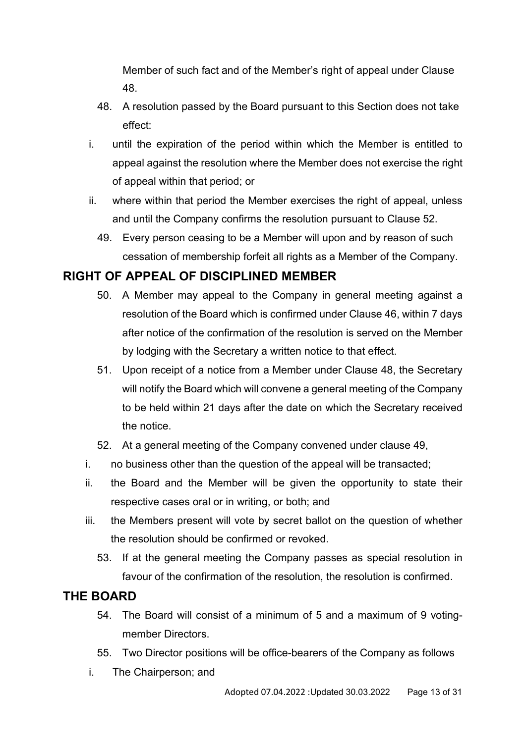Member of such fact and of the Member's right of appeal under Clause 48.

48. A resolution passed by the Board pursuant to this Section does not take effect:

   i. until the expiration of the period within which the Member is entitled to appeal against the resolution where the Member does not exercise the right of appeal within that period; or
   ii. where within that period the Member exercises the right of appeal, unless and until the Company confirms the resolution pursuant to Clause 52.

49. Every person ceasing to be a Member will upon and by reason of such cessation of membership forfeit all rights as a Member of the Company.

## RIGHT OF APPEAL OF DISCIPLINED MEMBER

50. A Member may appeal to the Company in general meeting against a resolution of the Board which is confirmed under Clause 46, within 7 days after notice of the confirmation of the resolution is served on the Member by lodging with the Secretary a written notice to that effect.

51. Upon receipt of a notice from a Member under Clause 48, the Secretary will notify the Board which will convene a general meeting of the Company to be held within 21 days after the date on which the Secretary received the notice.

52. At a general meeting of the Company convened under clause 49,

   i. no business other than the question of the appeal will be transacted;
   ii. the Board and the Member will be given the opportunity to state their respective cases oral or in writing, or both; and
   iii. the Members present will vote by secret ballot on the question of whether the resolution should be confirmed or revoked.

53. If at the general meeting the Company passes as special resolution in favour of the confirmation of the resolution, the resolution is confirmed.

## THE BOARD

54. The Board will consist of a minimum of 5 and a maximum of 9 voting-member Directors.

55. Two Director positions will be office-bearers of the Company as follows

   i. The Chairperson; and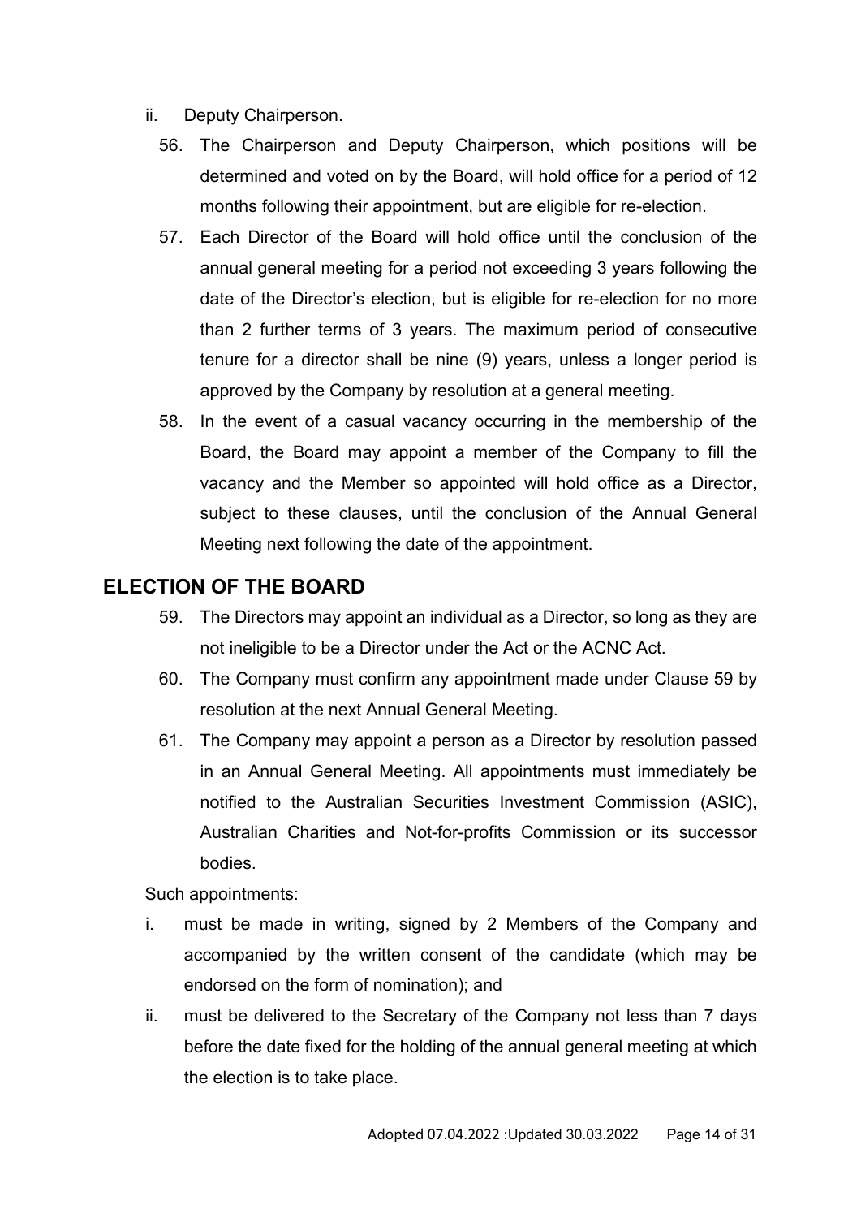ii. Deputy Chairperson.

56. The Chairperson and Deputy Chairperson, which positions will be determined and voted on by the Board, will hold office for a period of 12 months following their appointment, but are eligible for re-election.

57. Each Director of the Board will hold office until the conclusion of the annual general meeting for a period not exceeding 3 years following the date of the Director's election, but is eligible for re-election for no more than 2 further terms of 3 years. The maximum period of consecutive tenure for a director shall be nine (9) years, unless a longer period is approved by the Company by resolution at a general meeting.

58. In the event of a casual vacancy occurring in the membership of the Board, the Board may appoint a member of the Company to fill the vacancy and the Member so appointed will hold office as a Director, subject to these clauses, until the conclusion of the Annual General Meeting next following the date of the appointment.

## ELECTION OF THE BOARD

59. The Directors may appoint an individual as a Director, so long as they are not ineligible to be a Director under the Act or the ACNC Act.

60. The Company must confirm any appointment made under Clause 59 by resolution at the next Annual General Meeting.

61. The Company may appoint a person as a Director by resolution passed in an Annual General Meeting. All appointments must immediately be notified to the Australian Securities Investment Commission (ASIC), Australian Charities and Not-for-profits Commission or its successor bodies.

Such appointments:

i. must be made in writing, signed by 2 Members of the Company and accompanied by the written consent of the candidate (which may be endorsed on the form of nomination); and

ii. must be delivered to the Secretary of the Company not less than 7 days before the date fixed for the holding of the annual general meeting at which the election is to take place.

Adopted 07.04.2022 :Updated 30.03.2022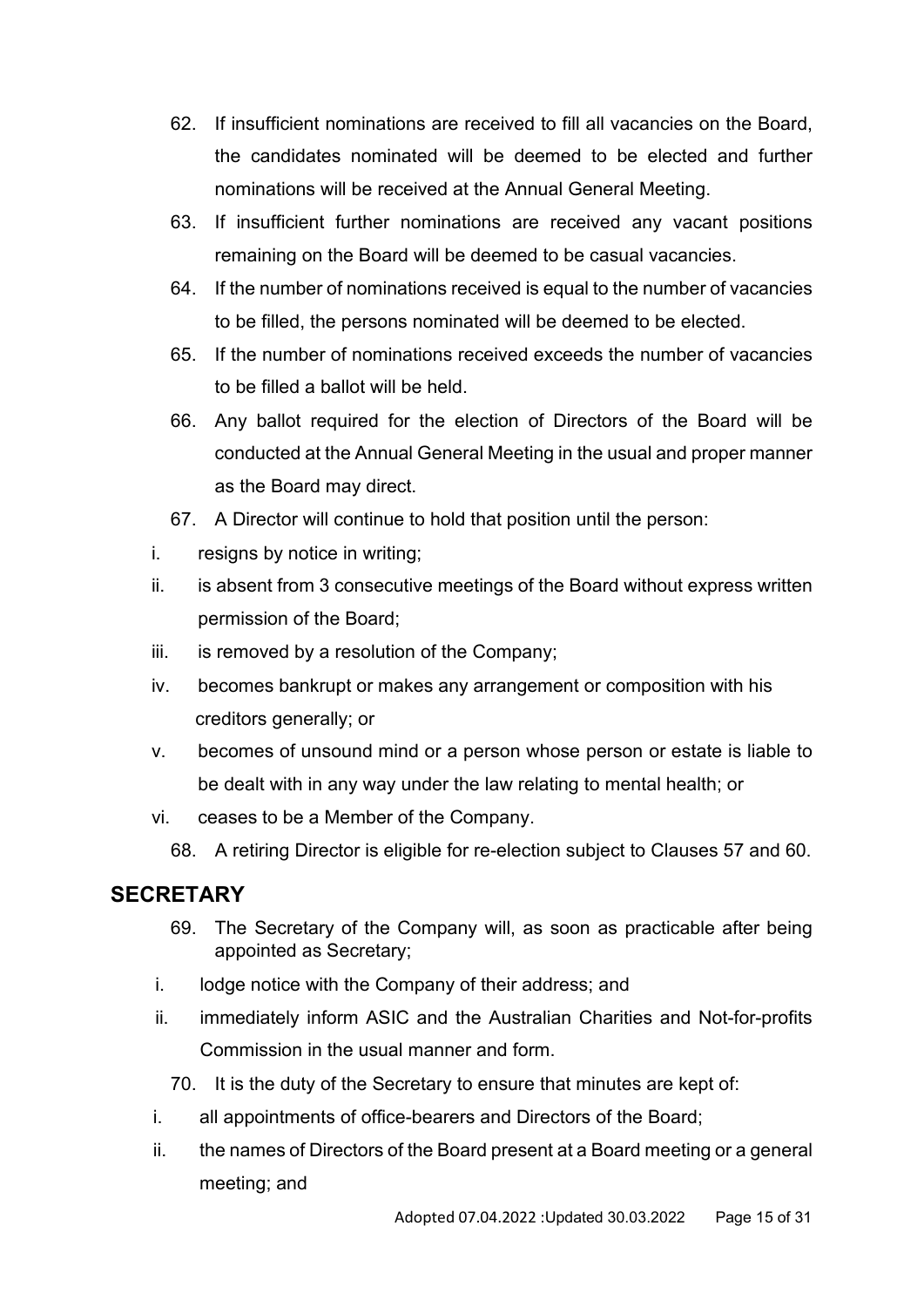62. If insufficient nominations are received to fill all vacancies on the Board, the candidates nominated will be deemed to be elected and further nominations will be received at the Annual General Meeting.
63. If insufficient further nominations are received any vacant positions remaining on the Board will be deemed to be casual vacancies.
64. If the number of nominations received is equal to the number of vacancies to be filled, the persons nominated will be deemed to be elected.
65. If the number of nominations received exceeds the number of vacancies to be filled a ballot will be held.
66. Any ballot required for the election of Directors of the Board will be conducted at the Annual General Meeting in the usual and proper manner as the Board may direct.
67. A Director will continue to hold that position until the person:

   i. resigns by notice in writing;

   ii. is absent from 3 consecutive meetings of the Board without express written permission of the Board;

   iii. is removed by a resolution of the Company;

   iv. becomes bankrupt or makes any arrangement or composition with his creditors generally; or

   v. becomes of unsound mind or a person whose person or estate is liable to be dealt with in any way under the law relating to mental health; or

   vi. ceases to be a Member of the Company.

68. A retiring Director is eligible for re-election subject to Clauses 57 and 60.

## SECRETARY

69. The Secretary of the Company will, as soon as practicable after being appointed as Secretary;

   i. lodge notice with the Company of their address; and

   ii. immediately inform ASIC and the Australian Charities and Not-for-profits Commission in the usual manner and form.

70. It is the duty of the Secretary to ensure that minutes are kept of:

   i. all appointments of office-bearers and Directors of the Board;

   ii. the names of Directors of the Board present at a Board meeting or a general meeting; and

Adopted 07.04.2022 :Updated 30.03.2022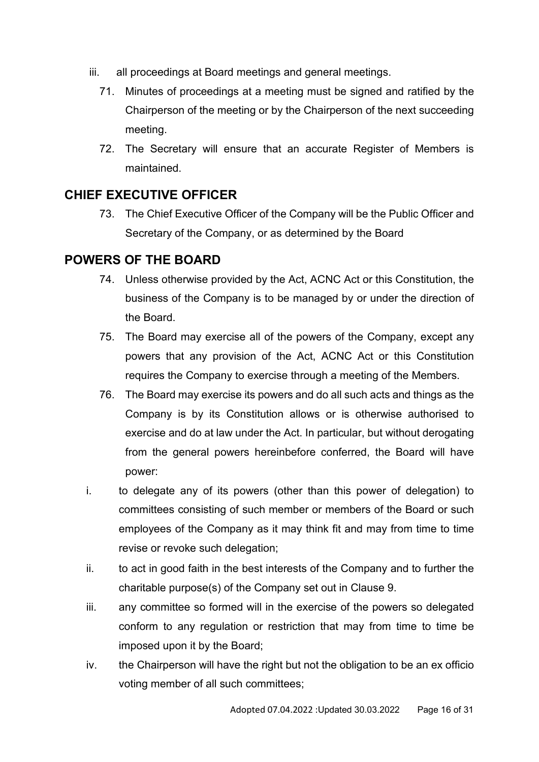iii. all proceedings at Board meetings and general meetings.

71. Minutes of proceedings at a meeting must be signed and ratified by the Chairperson of the meeting or by the Chairperson of the next succeeding meeting.

72. The Secretary will ensure that an accurate Register of Members is maintained.

## CHIEF EXECUTIVE OFFICER

73. The Chief Executive Officer of the Company will be the Public Officer and Secretary of the Company, or as determined by the Board

## POWERS OF THE BOARD

74. Unless otherwise provided by the Act, ACNC Act or this Constitution, the business of the Company is to be managed by or under the direction of the Board.

75. The Board may exercise all of the powers of the Company, except any powers that any provision of the Act, ACNC Act or this Constitution requires the Company to exercise through a meeting of the Members.

76. The Board may exercise its powers and do all such acts and things as the Company is by its Constitution allows or is otherwise authorised to exercise and do at law under the Act. In particular, but without derogating from the general powers hereinbefore conferred, the Board will have power:

i. to delegate any of its powers (other than this power of delegation) to committees consisting of such member or members of the Board or such employees of the Company as it may think fit and may from time to time revise or revoke such delegation;

ii. to act in good faith in the best interests of the Company and to further the charitable purpose(s) of the Company set out in Clause 9.

iii. any committee so formed will in the exercise of the powers so delegated conform to any regulation or restriction that may from time to time be imposed upon it by the Board;

iv. the Chairperson will have the right but not the obligation to be an ex officio voting member of all such committees;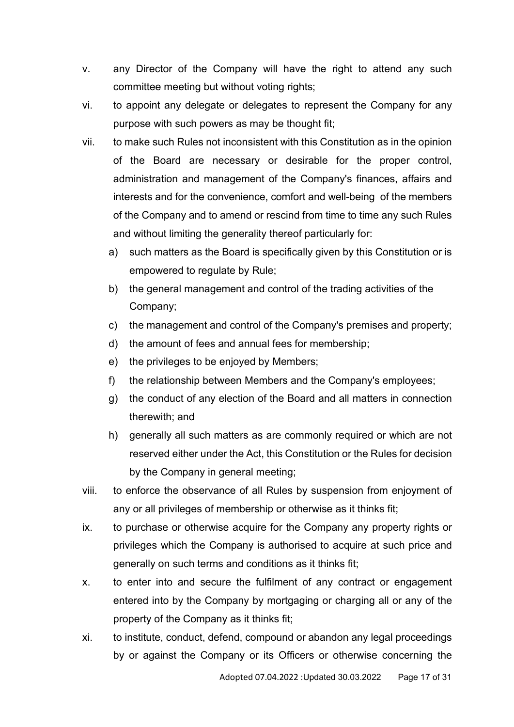v. any Director of the Company will have the right to attend any such committee meeting but without voting rights;

vi. to appoint any delegate or delegates to represent the Company for any purpose with such powers as may be thought fit;

vii. to make such Rules not inconsistent with this Constitution as in the opinion of the Board are necessary or desirable for the proper control, administration and management of the Company's finances, affairs and interests and for the convenience, comfort and well-being of the members of the Company and to amend or rescind from time to time any such Rules and without limiting the generality thereof particularly for:

   a) such matters as the Board is specifically given by this Constitution or is empowered to regulate by Rule;
   b) the general management and control of the trading activities of the Company;
   c) the management and control of the Company's premises and property;
   d) the amount of fees and annual fees for membership;
   e) the privileges to be enjoyed by Members;
   f) the relationship between Members and the Company's employees;
   g) the conduct of any election of the Board and all matters in connection therewith; and
   h) generally all such matters as are commonly required or which are not reserved either under the Act, this Constitution or the Rules for decision by the Company in general meeting;

viii. to enforce the observance of all Rules by suspension from enjoyment of any or all privileges of membership or otherwise as it thinks fit;

ix. to purchase or otherwise acquire for the Company any property rights or privileges which the Company is authorised to acquire at such price and generally on such terms and conditions as it thinks fit;

x. to enter into and secure the fulfilment of any contract or engagement entered into by the Company by mortgaging or charging all or any of the property of the Company as it thinks fit;

xi. to institute, conduct, defend, compound or abandon any legal proceedings by or against the Company or its Officers or otherwise concerning the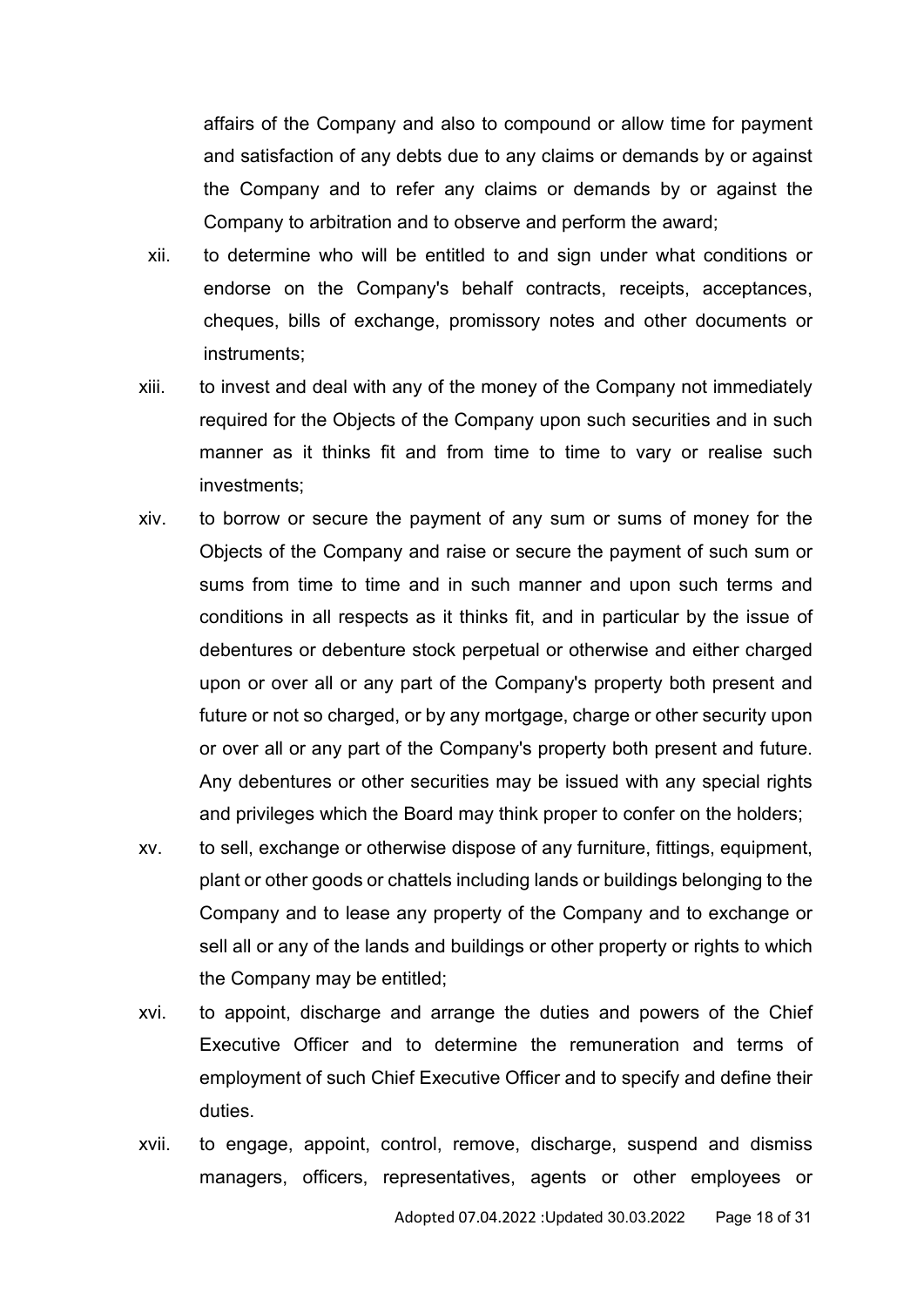affairs of the Company and also to compound or allow time for payment and satisfaction of any debts due to any claims or demands by or against the Company and to refer any claims or demands by or against the Company to arbitration and to observe and perform the award;

xii. to determine who will be entitled to and sign under what conditions or endorse on the Company's behalf contracts, receipts, acceptances, cheques, bills of exchange, promissory notes and other documents or instruments;

xiii. to invest and deal with any of the money of the Company not immediately required for the Objects of the Company upon such securities and in such manner as it thinks fit and from time to time to vary or realise such investments;

xiv. to borrow or secure the payment of any sum or sums of money for the Objects of the Company and raise or secure the payment of such sum or sums from time to time and in such manner and upon such terms and conditions in all respects as it thinks fit, and in particular by the issue of debentures or debenture stock perpetual or otherwise and either charged upon or over all or any part of the Company's property both present and future or not so charged, or by any mortgage, charge or other security upon or over all or any part of the Company's property both present and future. Any debentures or other securities may be issued with any special rights and privileges which the Board may think proper to confer on the holders;

xv. to sell, exchange or otherwise dispose of any furniture, fittings, equipment, plant or other goods or chattels including lands or buildings belonging to the Company and to lease any property of the Company and to exchange or sell all or any of the lands and buildings or other property or rights to which the Company may be entitled;

xvi. to appoint, discharge and arrange the duties and powers of the Chief Executive Officer and to determine the remuneration and terms of employment of such Chief Executive Officer and to specify and define their duties.

xvii. to engage, appoint, control, remove, discharge, suspend and dismiss managers, officers, representatives, agents or other employees or

Adopted 07.04.2022 :Updated 30.03.2022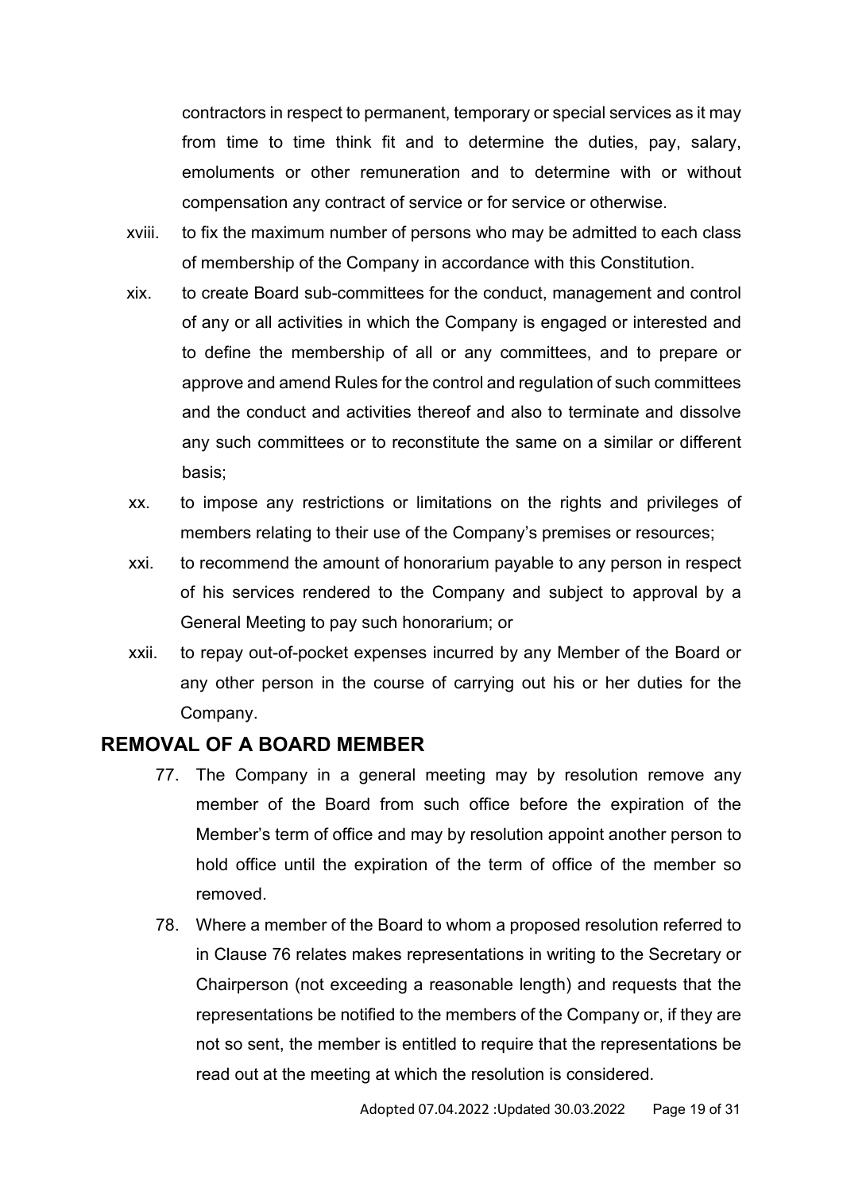contractors in respect to permanent, temporary or special services as it may from time to time think fit and to determine the duties, pay, salary, emoluments or other remuneration and to determine with or without compensation any contract of service or for service or otherwise.

xviii. to fix the maximum number of persons who may be admitted to each class of membership of the Company in accordance with this Constitution.

xix. to create Board sub-committees for the conduct, management and control of any or all activities in which the Company is engaged or interested and to define the membership of all or any committees, and to prepare or approve and amend Rules for the control and regulation of such committees and the conduct and activities thereof and also to terminate and dissolve any such committees or to reconstitute the same on a similar or different basis;

xx. to impose any restrictions or limitations on the rights and privileges of members relating to their use of the Company's premises or resources;

xxi. to recommend the amount of honorarium payable to any person in respect of his services rendered to the Company and subject to approval by a General Meeting to pay such honorarium; or

xxii. to repay out-of-pocket expenses incurred by any Member of the Board or any other person in the course of carrying out his or her duties for the Company.

## REMOVAL OF A BOARD MEMBER

77. The Company in a general meeting may by resolution remove any member of the Board from such office before the expiration of the Member's term of office and may by resolution appoint another person to hold office until the expiration of the term of office of the member so removed.

78. Where a member of the Board to whom a proposed resolution referred to in Clause 76 relates makes representations in writing to the Secretary or Chairperson (not exceeding a reasonable length) and requests that the representations be notified to the members of the Company or, if they are not so sent, the member is entitled to require that the representations be read out at the meeting at which the resolution is considered.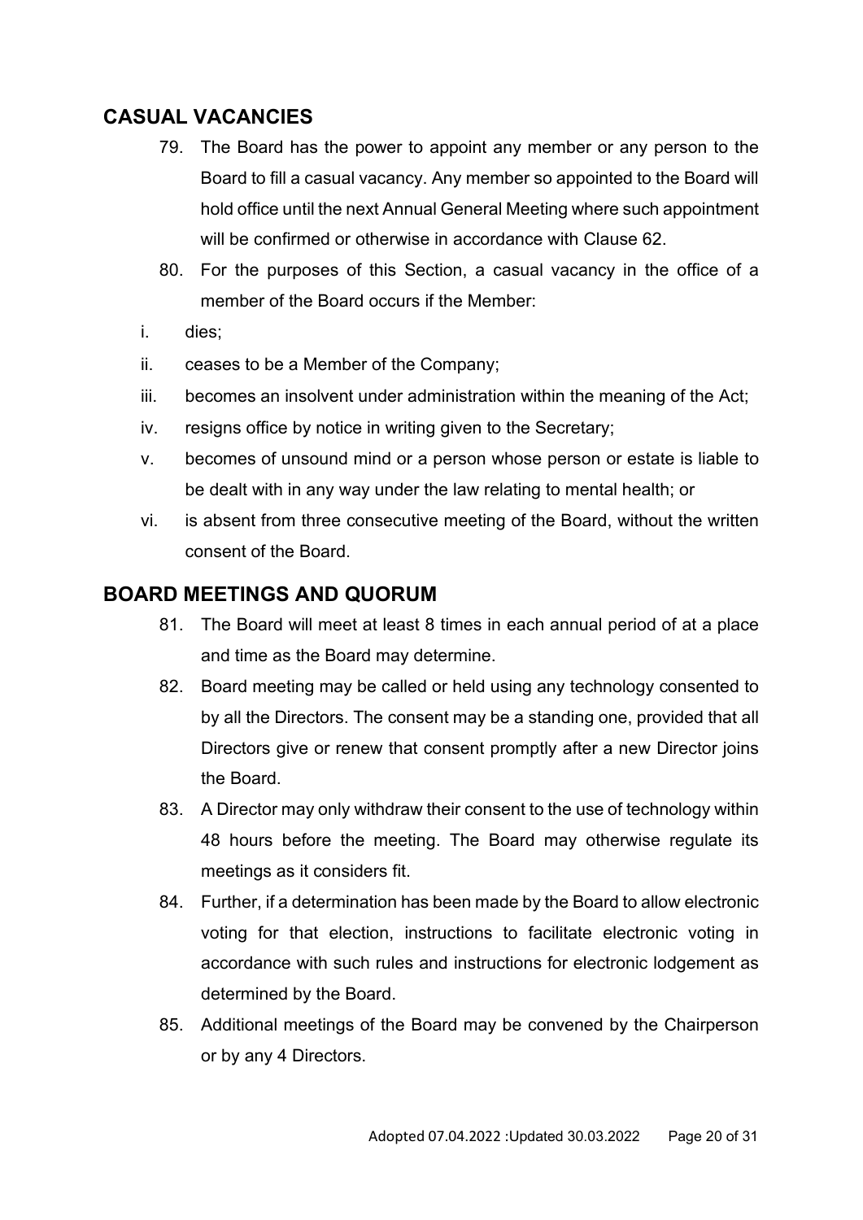## CASUAL VACANCIES

79. The Board has the power to appoint any member or any person to the Board to fill a casual vacancy. Any member so appointed to the Board will hold office until the next Annual General Meeting where such appointment will be confirmed or otherwise in accordance with Clause 62.

80. For the purposes of this Section, a casual vacancy in the office of a member of the Board occurs if the Member:

i. dies;

ii. ceases to be a Member of the Company;

iii. becomes an insolvent under administration within the meaning of the Act;

iv. resigns office by notice in writing given to the Secretary;

v. becomes of unsound mind or a person whose person or estate is liable to be dealt with in any way under the law relating to mental health; or

vi. is absent from three consecutive meeting of the Board, without the written consent of the Board.

## BOARD MEETINGS AND QUORUM

81. The Board will meet at least 8 times in each annual period of at a place and time as the Board may determine.

82. Board meeting may be called or held using any technology consented to by all the Directors. The consent may be a standing one, provided that all Directors give or renew that consent promptly after a new Director joins the Board.

83. A Director may only withdraw their consent to the use of technology within 48 hours before the meeting. The Board may otherwise regulate its meetings as it considers fit.

84. Further, if a determination has been made by the Board to allow electronic voting for that election, instructions to facilitate electronic voting in accordance with such rules and instructions for electronic lodgement as determined by the Board.

85. Additional meetings of the Board may be convened by the Chairperson or by any 4 Directors.

Adopted 07.04.2022 :Updated 30.03.2022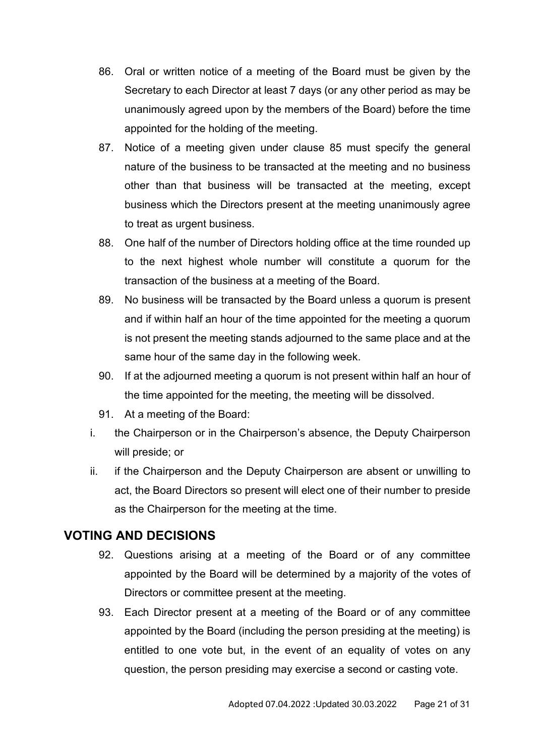86. Oral or written notice of a meeting of the Board must be given by the Secretary to each Director at least 7 days (or any other period as may be unanimously agreed upon by the members of the Board) before the time appointed for the holding of the meeting.

87. Notice of a meeting given under clause 85 must specify the general nature of the business to be transacted at the meeting and no business other than that business will be transacted at the meeting, except business which the Directors present at the meeting unanimously agree to treat as urgent business.

88. One half of the number of Directors holding office at the time rounded up to the next highest whole number will constitute a quorum for the transaction of the business at a meeting of the Board.

89. No business will be transacted by the Board unless a quorum is present and if within half an hour of the time appointed for the meeting a quorum is not present the meeting stands adjourned to the same place and at the same hour of the same day in the following week.

90. If at the adjourned meeting a quorum is not present within half an hour of the time appointed for the meeting, the meeting will be dissolved.

91. At a meeting of the Board:

i. the Chairperson or in the Chairperson's absence, the Deputy Chairperson will preside; or

ii. if the Chairperson and the Deputy Chairperson are absent or unwilling to act, the Board Directors so present will elect one of their number to preside as the Chairperson for the meeting at the time.

## VOTING AND DECISIONS

92. Questions arising at a meeting of the Board or of any committee appointed by the Board will be determined by a majority of the votes of Directors or committee present at the meeting.

93. Each Director present at a meeting of the Board or of any committee appointed by the Board (including the person presiding at the meeting) is entitled to one vote but, in the event of an equality of votes on any question, the person presiding may exercise a second or casting vote.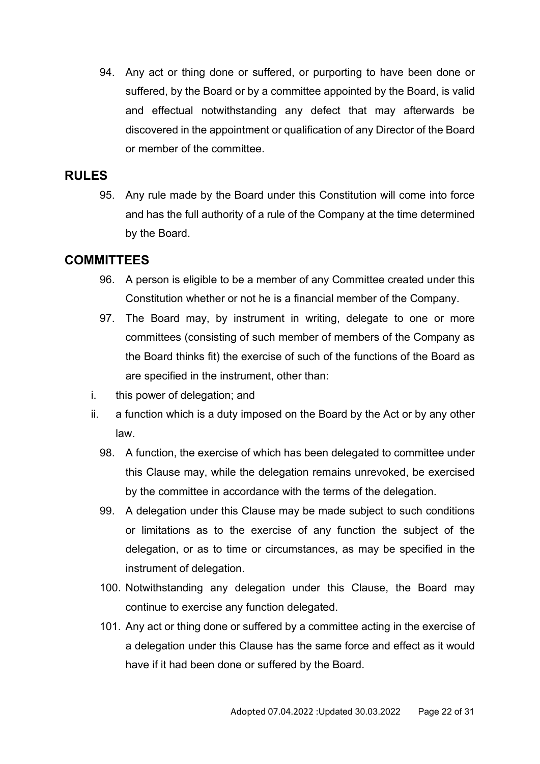94. Any act or thing done or suffered, or purporting to have been done or suffered, by the Board or by a committee appointed by the Board, is valid and effectual notwithstanding any defect that may afterwards be discovered in the appointment or qualification of any Director of the Board or member of the committee.

## RULES

95. Any rule made by the Board under this Constitution will come into force and has the full authority of a rule of the Company at the time determined by the Board.

## COMMITTEES

96. A person is eligible to be a member of any Committee created under this Constitution whether or not he is a financial member of the Company.

97. The Board may, by instrument in writing, delegate to one or more committees (consisting of such member of members of the Company as the Board thinks fit) the exercise of such of the functions of the Board as are specified in the instrument, other than:

   i. this power of delegation; and

   ii. a function which is a duty imposed on the Board by the Act or by any other law.

98. A function, the exercise of which has been delegated to committee under this Clause may, while the delegation remains unrevoked, be exercised by the committee in accordance with the terms of the delegation.

99. A delegation under this Clause may be made subject to such conditions or limitations as to the exercise of any function the subject of the delegation, or as to time or circumstances, as may be specified in the instrument of delegation.

100. Notwithstanding any delegation under this Clause, the Board may continue to exercise any function delegated.

101. Any act or thing done or suffered by a committee acting in the exercise of a delegation under this Clause has the same force and effect as it would have if it had been done or suffered by the Board.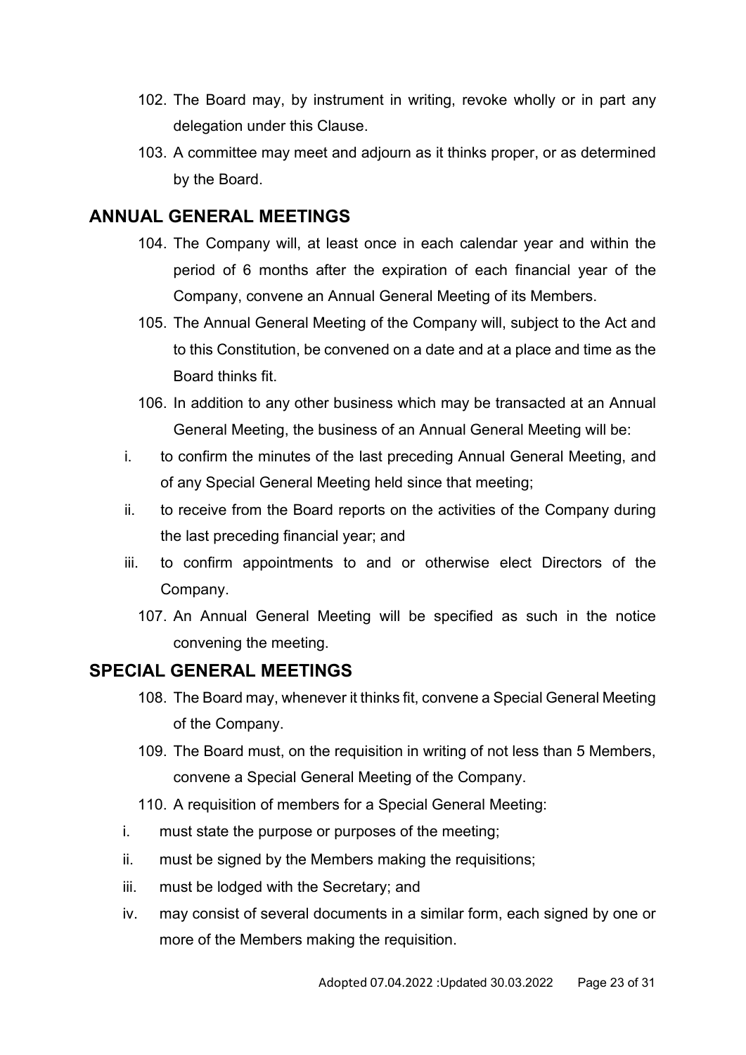102. The Board may, by instrument in writing, revoke wholly or in part any delegation under this Clause.

103. A committee may meet and adjourn as it thinks proper, or as determined by the Board.

## ANNUAL GENERAL MEETINGS

104. The Company will, at least once in each calendar year and within the period of 6 months after the expiration of each financial year of the Company, convene an Annual General Meeting of its Members.

105. The Annual General Meeting of the Company will, subject to the Act and to this Constitution, be convened on a date and at a place and time as the Board thinks fit.

106. In addition to any other business which may be transacted at an Annual General Meeting, the business of an Annual General Meeting will be:

i. to confirm the minutes of the last preceding Annual General Meeting, and of any Special General Meeting held since that meeting;

ii. to receive from the Board reports on the activities of the Company during the last preceding financial year; and

iii. to confirm appointments to and or otherwise elect Directors of the Company.

107. An Annual General Meeting will be specified as such in the notice convening the meeting.

## SPECIAL GENERAL MEETINGS

108. The Board may, whenever it thinks fit, convene a Special General Meeting of the Company.

109. The Board must, on the requisition in writing of not less than 5 Members, convene a Special General Meeting of the Company.

110. A requisition of members for a Special General Meeting:

i. must state the purpose or purposes of the meeting;

ii. must be signed by the Members making the requisitions;

iii. must be lodged with the Secretary; and

iv. may consist of several documents in a similar form, each signed by one or more of the Members making the requisition.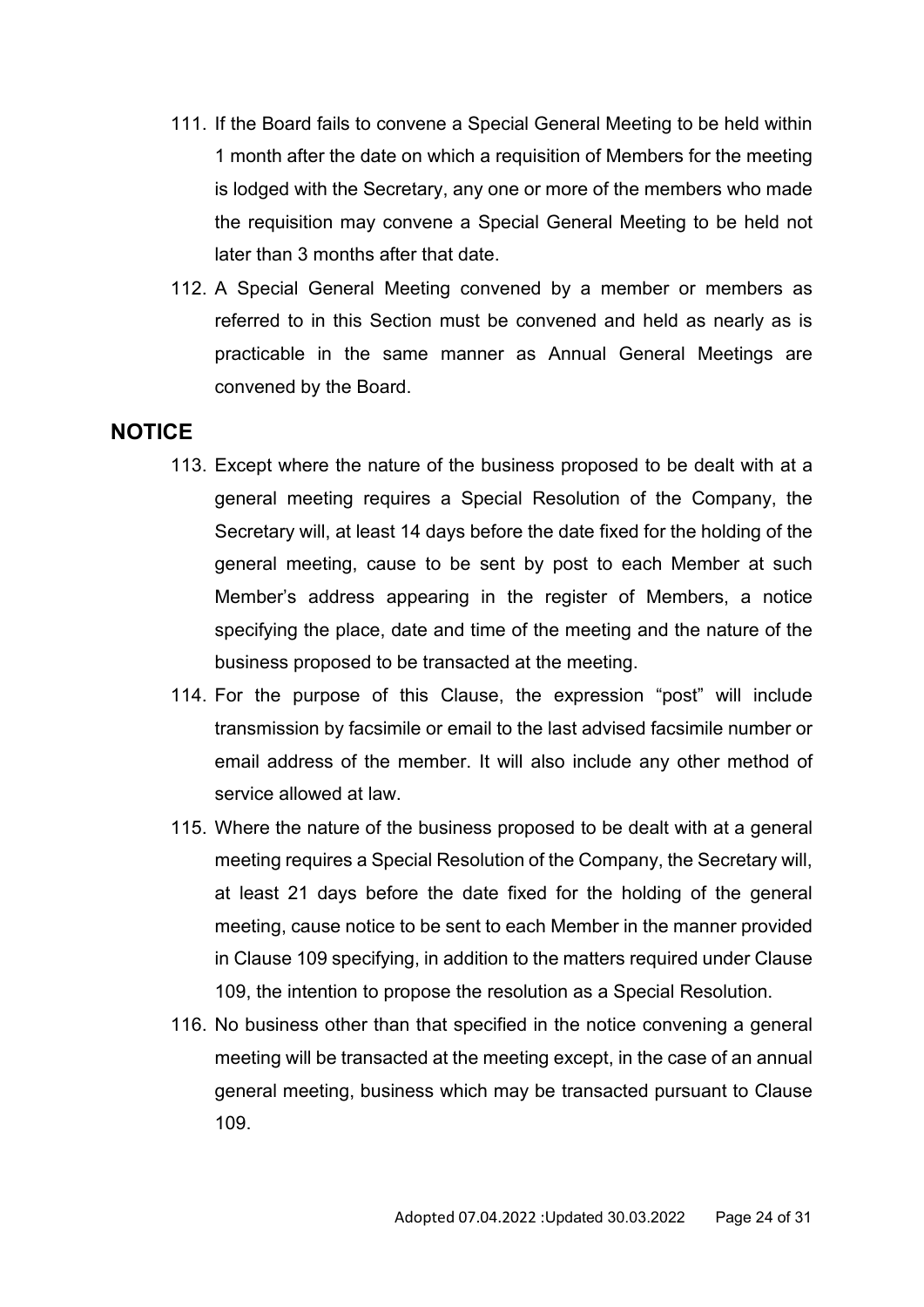111. If the Board fails to convene a Special General Meeting to be held within 1 month after the date on which a requisition of Members for the meeting is lodged with the Secretary, any one or more of the members who made the requisition may convene a Special General Meeting to be held not later than 3 months after that date.

112. A Special General Meeting convened by a member or members as referred to in this Section must be convened and held as nearly as is practicable in the same manner as Annual General Meetings are convened by the Board.

## NOTICE

113. Except where the nature of the business proposed to be dealt with at a general meeting requires a Special Resolution of the Company, the Secretary will, at least 14 days before the date fixed for the holding of the general meeting, cause to be sent by post to each Member at such Member's address appearing in the register of Members, a notice specifying the place, date and time of the meeting and the nature of the business proposed to be transacted at the meeting.

114. For the purpose of this Clause, the expression "post" will include transmission by facsimile or email to the last advised facsimile number or email address of the member. It will also include any other method of service allowed at law.

115. Where the nature of the business proposed to be dealt with at a general meeting requires a Special Resolution of the Company, the Secretary will, at least 21 days before the date fixed for the holding of the general meeting, cause notice to be sent to each Member in the manner provided in Clause 109 specifying, in addition to the matters required under Clause 109, the intention to propose the resolution as a Special Resolution.

116. No business other than that specified in the notice convening a general meeting will be transacted at the meeting except, in the case of an annual general meeting, business which may be transacted pursuant to Clause 109.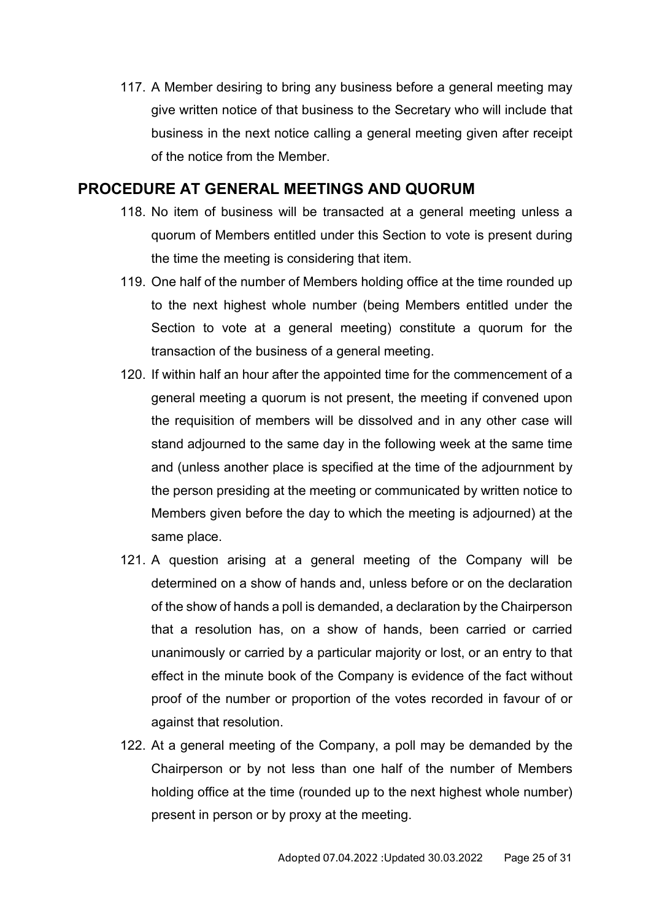117. A Member desiring to bring any business before a general meeting may give written notice of that business to the Secretary who will include that business in the next notice calling a general meeting given after receipt of the notice from the Member.

## PROCEDURE AT GENERAL MEETINGS AND QUORUM

118. No item of business will be transacted at a general meeting unless a quorum of Members entitled under this Section to vote is present during the time the meeting is considering that item.
119. One half of the number of Members holding office at the time rounded up to the next highest whole number (being Members entitled under the Section to vote at a general meeting) constitute a quorum for the transaction of the business of a general meeting.
120. If within half an hour after the appointed time for the commencement of a general meeting a quorum is not present, the meeting if convened upon the requisition of members will be dissolved and in any other case will stand adjourned to the same day in the following week at the same time and (unless another place is specified at the time of the adjournment by the person presiding at the meeting or communicated by written notice to Members given before the day to which the meeting is adjourned) at the same place.
121. A question arising at a general meeting of the Company will be determined on a show of hands and, unless before or on the declaration of the show of hands a poll is demanded, a declaration by the Chairperson that a resolution has, on a show of hands, been carried or carried unanimously or carried by a particular majority or lost, or an entry to that effect in the minute book of the Company is evidence of the fact without proof of the number or proportion of the votes recorded in favour of or against that resolution.
122. At a general meeting of the Company, a poll may be demanded by the Chairperson or by not less than one half of the number of Members holding office at the time (rounded up to the next highest whole number) present in person or by proxy at the meeting.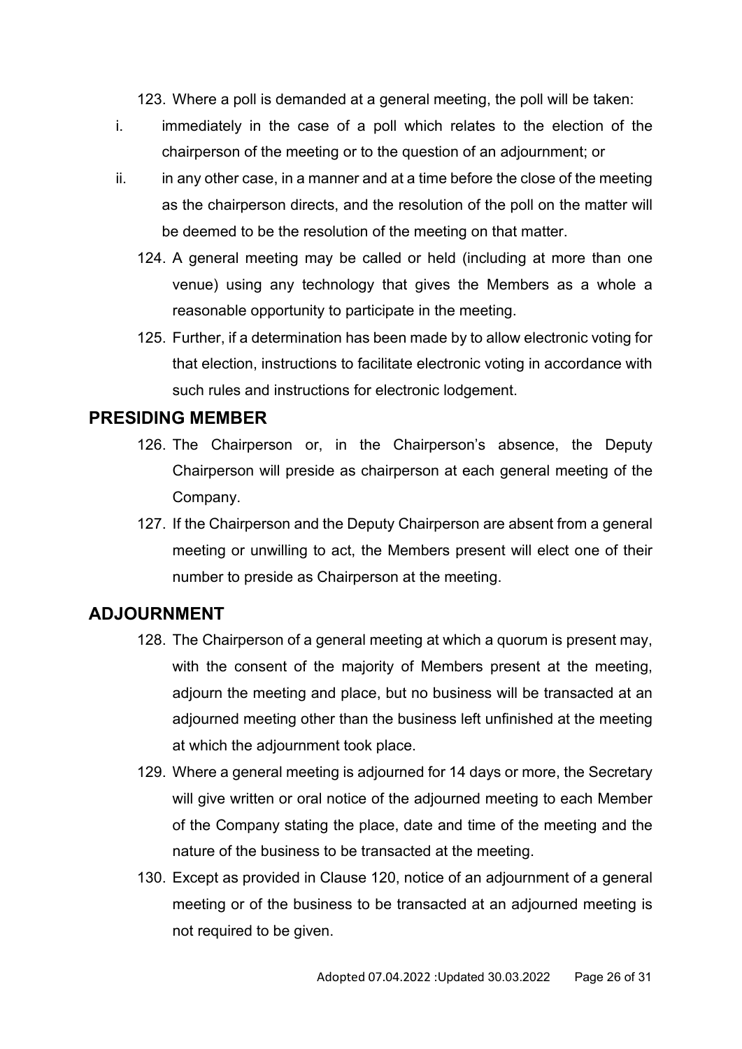123. Where a poll is demanded at a general meeting, the poll will be taken:

i. immediately in the case of a poll which relates to the election of the chairperson of the meeting or to the question of an adjournment; or

ii. in any other case, in a manner and at a time before the close of the meeting as the chairperson directs, and the resolution of the poll on the matter will be deemed to be the resolution of the meeting on that matter.

124. A general meeting may be called or held (including at more than one venue) using any technology that gives the Members as a whole a reasonable opportunity to participate in the meeting.

125. Further, if a determination has been made by to allow electronic voting for that election, instructions to facilitate electronic voting in accordance with such rules and instructions for electronic lodgement.

## PRESIDING MEMBER

126. The Chairperson or, in the Chairperson's absence, the Deputy Chairperson will preside as chairperson at each general meeting of the Company.

127. If the Chairperson and the Deputy Chairperson are absent from a general meeting or unwilling to act, the Members present will elect one of their number to preside as Chairperson at the meeting.

## ADJOURNMENT

128. The Chairperson of a general meeting at which a quorum is present may, with the consent of the majority of Members present at the meeting, adjourn the meeting and place, but no business will be transacted at an adjourned meeting other than the business left unfinished at the meeting at which the adjournment took place.

129. Where a general meeting is adjourned for 14 days or more, the Secretary will give written or oral notice of the adjourned meeting to each Member of the Company stating the place, date and time of the meeting and the nature of the business to be transacted at the meeting.

130. Except as provided in Clause 120, notice of an adjournment of a general meeting or of the business to be transacted at an adjourned meeting is not required to be given.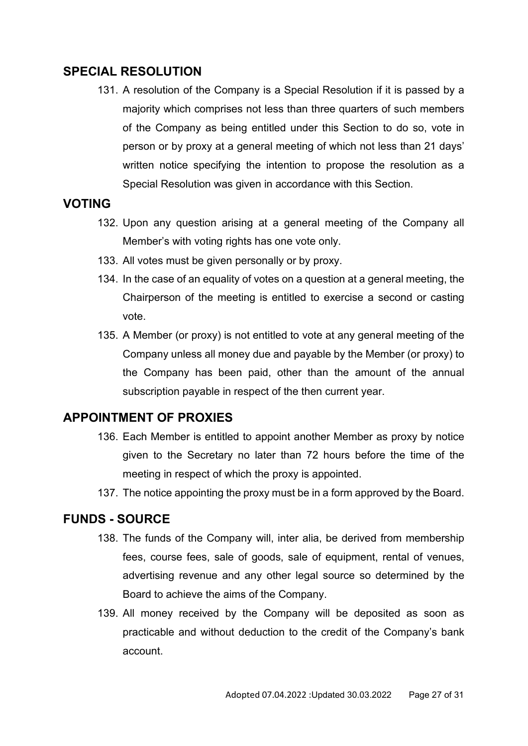## SPECIAL RESOLUTION

131. A resolution of the Company is a Special Resolution if it is passed by a majority which comprises not less than three quarters of such members of the Company as being entitled under this Section to do so, vote in person or by proxy at a general meeting of which not less than 21 days' written notice specifying the intention to propose the resolution as a Special Resolution was given in accordance with this Section.

## VOTING

132. Upon any question arising at a general meeting of the Company all Member's with voting rights has one vote only.
133. All votes must be given personally or by proxy.
134. In the case of an equality of votes on a question at a general meeting, the Chairperson of the meeting is entitled to exercise a second or casting vote.
135. A Member (or proxy) is not entitled to vote at any general meeting of the Company unless all money due and payable by the Member (or proxy) to the Company has been paid, other than the amount of the annual subscription payable in respect of the then current year.

## APPOINTMENT OF PROXIES

136. Each Member is entitled to appoint another Member as proxy by notice given to the Secretary no later than 72 hours before the time of the meeting in respect of which the proxy is appointed.
137. The notice appointing the proxy must be in a form approved by the Board.

## FUNDS - SOURCE

138. The funds of the Company will, inter alia, be derived from membership fees, course fees, sale of goods, sale of equipment, rental of venues, advertising revenue and any other legal source so determined by the Board to achieve the aims of the Company.
139. All money received by the Company will be deposited as soon as practicable and without deduction to the credit of the Company's bank account.

Adopted 07.04.2022 :Updated 30.03.2022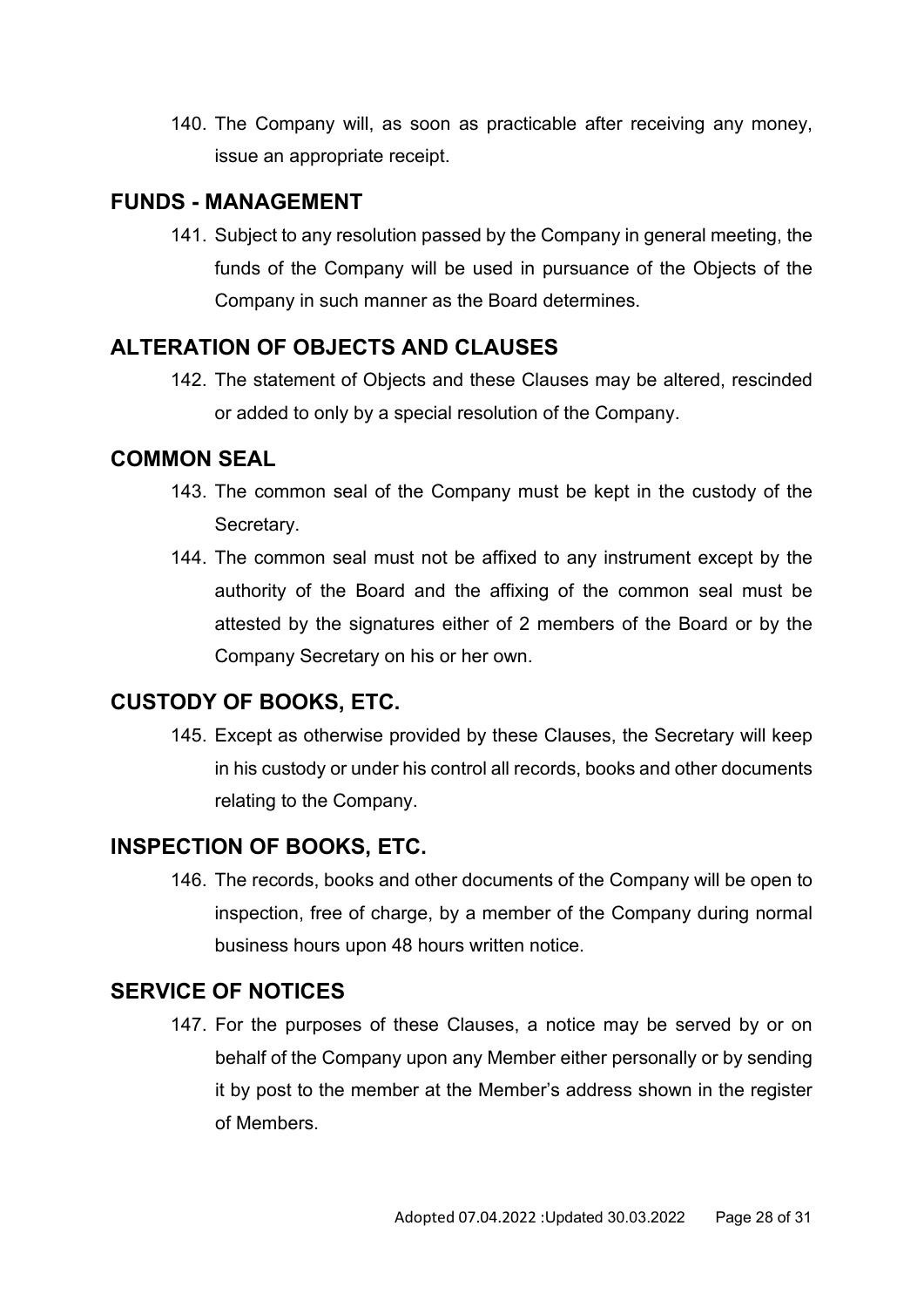140. The Company will, as soon as practicable after receiving any money, issue an appropriate receipt.

## FUNDS - MANAGEMENT

141. Subject to any resolution passed by the Company in general meeting, the funds of the Company will be used in pursuance of the Objects of the Company in such manner as the Board determines.

## ALTERATION OF OBJECTS AND CLAUSES

142. The statement of Objects and these Clauses may be altered, rescinded or added to only by a special resolution of the Company.

## COMMON SEAL

143. The common seal of the Company must be kept in the custody of the Secretary.
144. The common seal must not be affixed to any instrument except by the authority of the Board and the affixing of the common seal must be attested by the signatures either of 2 members of the Board or by the Company Secretary on his or her own.

## CUSTODY OF BOOKS, ETC.

145. Except as otherwise provided by these Clauses, the Secretary will keep in his custody or under his control all records, books and other documents relating to the Company.

## INSPECTION OF BOOKS, ETC.

146. The records, books and other documents of the Company will be open to inspection, free of charge, by a member of the Company during normal business hours upon 48 hours written notice.

## SERVICE OF NOTICES

147. For the purposes of these Clauses, a notice may be served by or on behalf of the Company upon any Member either personally or by sending it by post to the member at the Member's address shown in the register of Members.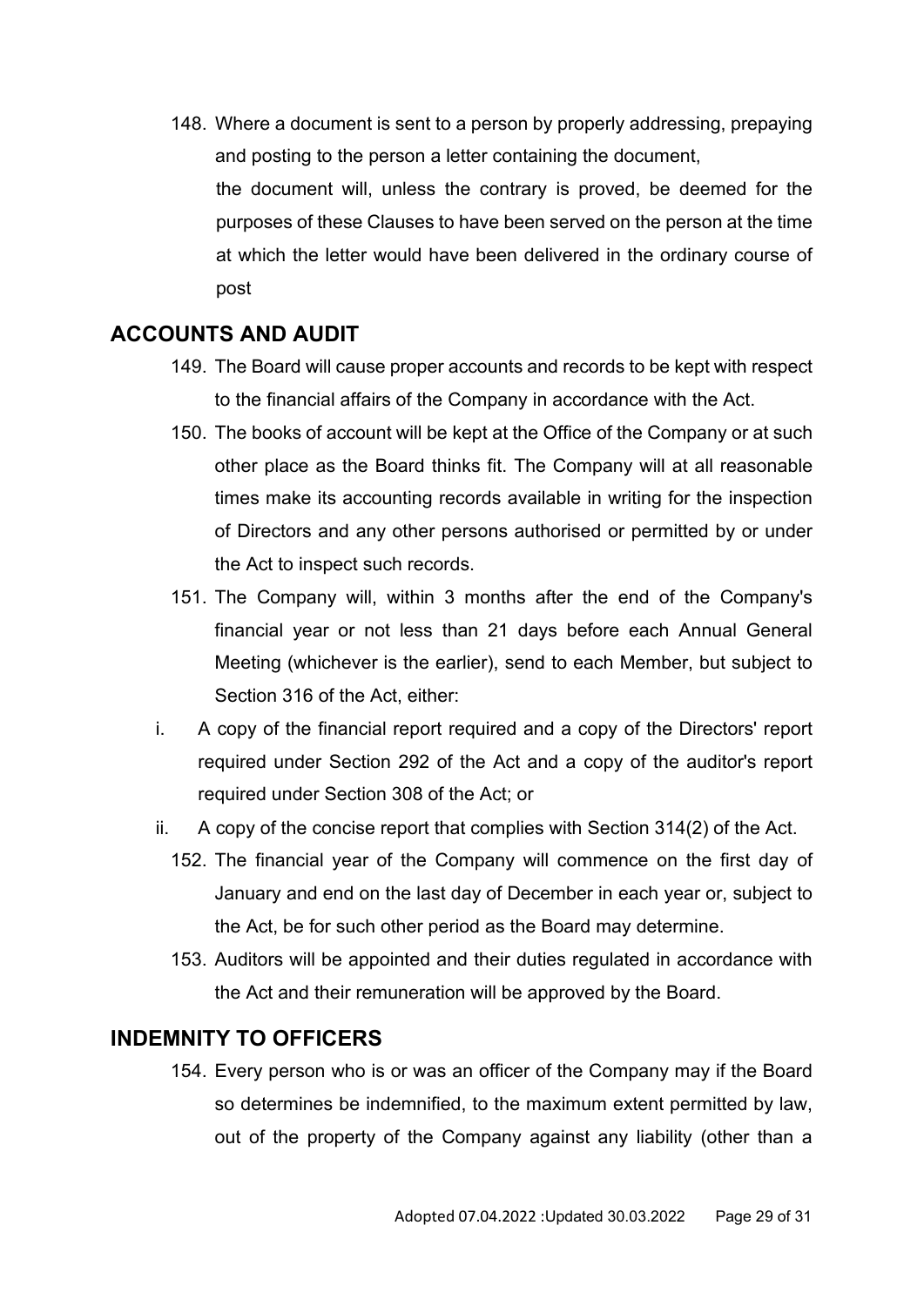148. Where a document is sent to a person by properly addressing, prepaying and posting to the person a letter containing the document,

     the document will, unless the contrary is proved, be deemed for the purposes of these Clauses to have been served on the person at the time at which the letter would have been delivered in the ordinary course of post

## ACCOUNTS AND AUDIT

149. The Board will cause proper accounts and records to be kept with respect to the financial affairs of the Company in accordance with the Act.
150. The books of account will be kept at the Office of the Company or at such other place as the Board thinks fit. The Company will at all reasonable times make its accounting records available in writing for the inspection of Directors and any other persons authorised or permitted by or under the Act to inspect such records.
151. The Company will, within 3 months after the end of the Company's financial year or not less than 21 days before each Annual General Meeting (whichever is the earlier), send to each Member, but subject to Section 316 of the Act, either:

   i. A copy of the financial report required and a copy of the Directors' report required under Section 292 of the Act and a copy of the auditor's report required under Section 308 of the Act; or

   ii. A copy of the concise report that complies with Section 314(2) of the Act.

152. The financial year of the Company will commence on the first day of January and end on the last day of December in each year or, subject to the Act, be for such other period as the Board may determine.
153. Auditors will be appointed and their duties regulated in accordance with the Act and their remuneration will be approved by the Board.

## INDEMNITY TO OFFICERS

154. Every person who is or was an officer of the Company may if the Board so determines be indemnified, to the maximum extent permitted by law, out of the property of the Company against any liability (other than a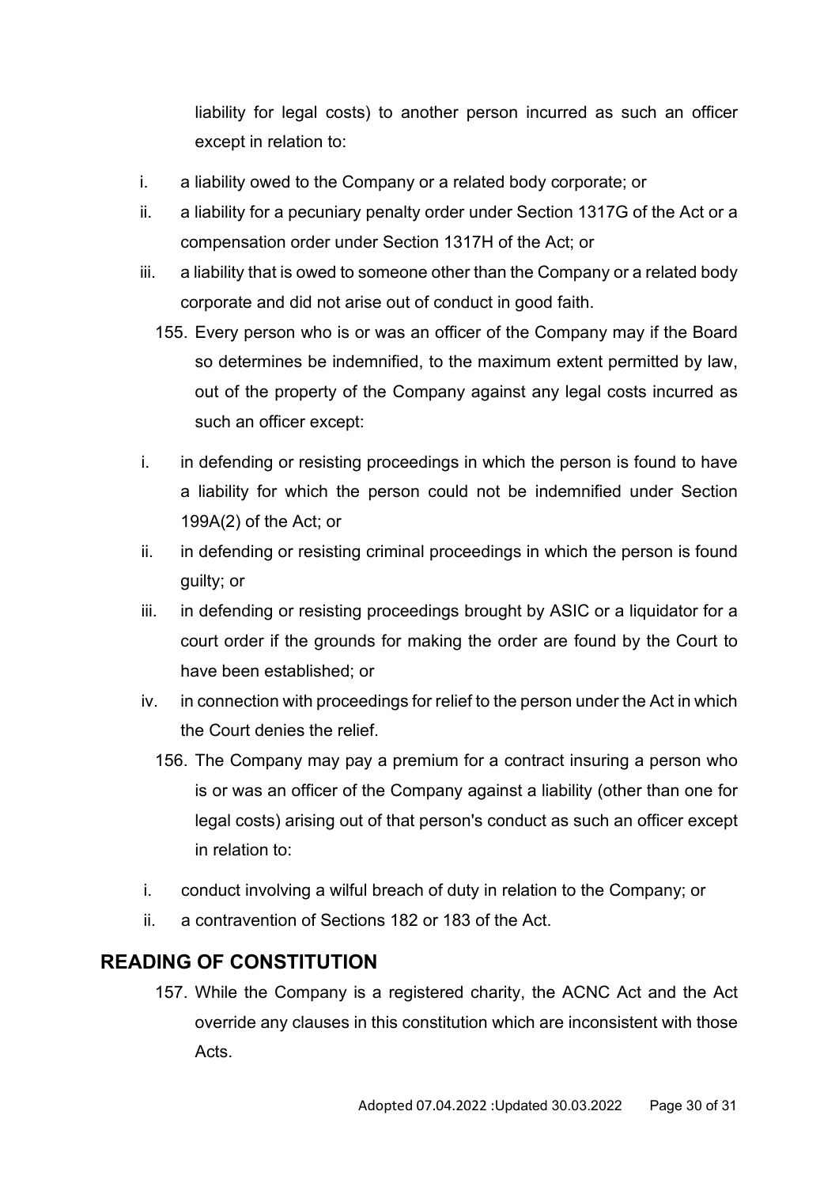liability for legal costs) to another person incurred as such an officer except in relation to:

i. a liability owed to the Company or a related body corporate; or
ii. a liability for a pecuniary penalty order under Section 1317G of the Act or a compensation order under Section 1317H of the Act; or
iii. a liability that is owed to someone other than the Company or a related body corporate and did not arise out of conduct in good faith.

155. Every person who is or was an officer of the Company may if the Board so determines be indemnified, to the maximum extent permitted by law, out of the property of the Company against any legal costs incurred as such an officer except:

i. in defending or resisting proceedings in which the person is found to have a liability for which the person could not be indemnified under Section 199A(2) of the Act; or
ii. in defending or resisting criminal proceedings in which the person is found guilty; or
iii. in defending or resisting proceedings brought by ASIC or a liquidator for a court order if the grounds for making the order are found by the Court to have been established; or
iv. in connection with proceedings for relief to the person under the Act in which the Court denies the relief.

156. The Company may pay a premium for a contract insuring a person who is or was an officer of the Company against a liability (other than one for legal costs) arising out of that person's conduct as such an officer except in relation to:

i. conduct involving a wilful breach of duty in relation to the Company; or
ii. a contravention of Sections 182 or 183 of the Act.

## READING OF CONSTITUTION

157. While the Company is a registered charity, the ACNC Act and the Act override any clauses in this constitution which are inconsistent with those Acts.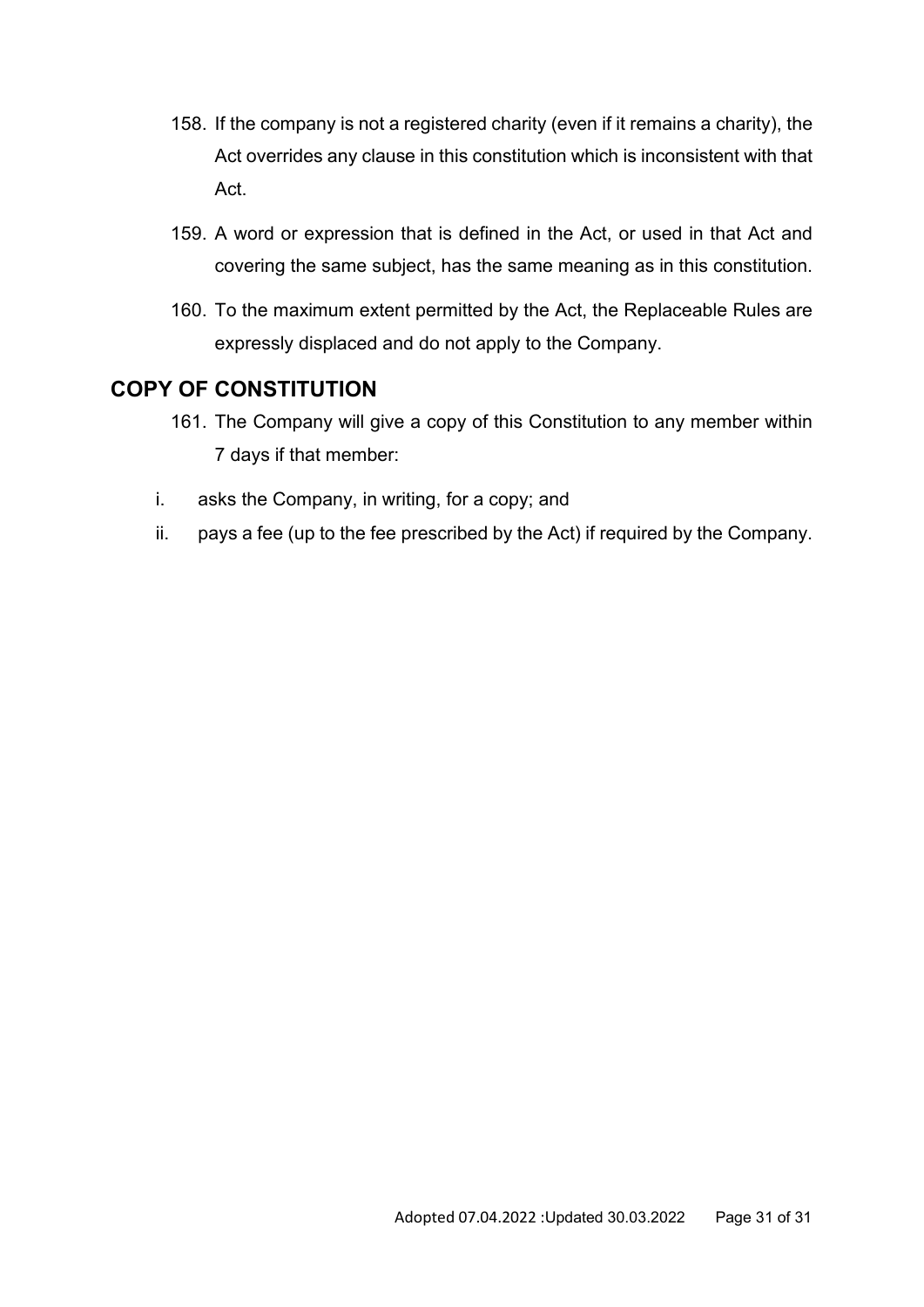158. If the company is not a registered charity (even if it remains a charity), the Act overrides any clause in this constitution which is inconsistent with that Act.

159. A word or expression that is defined in the Act, or used in that Act and covering the same subject, has the same meaning as in this constitution.

160. To the maximum extent permitted by the Act, the Replaceable Rules are expressly displaced and do not apply to the Company.

## COPY OF CONSTITUTION

161. The Company will give a copy of this Constitution to any member within 7 days if that member:

i. asks the Company, in writing, for a copy; and

ii. pays a fee (up to the fee prescribed by the Act) if required by the Company.

Adopted 07.04.2022 :Updated 30.03.2022